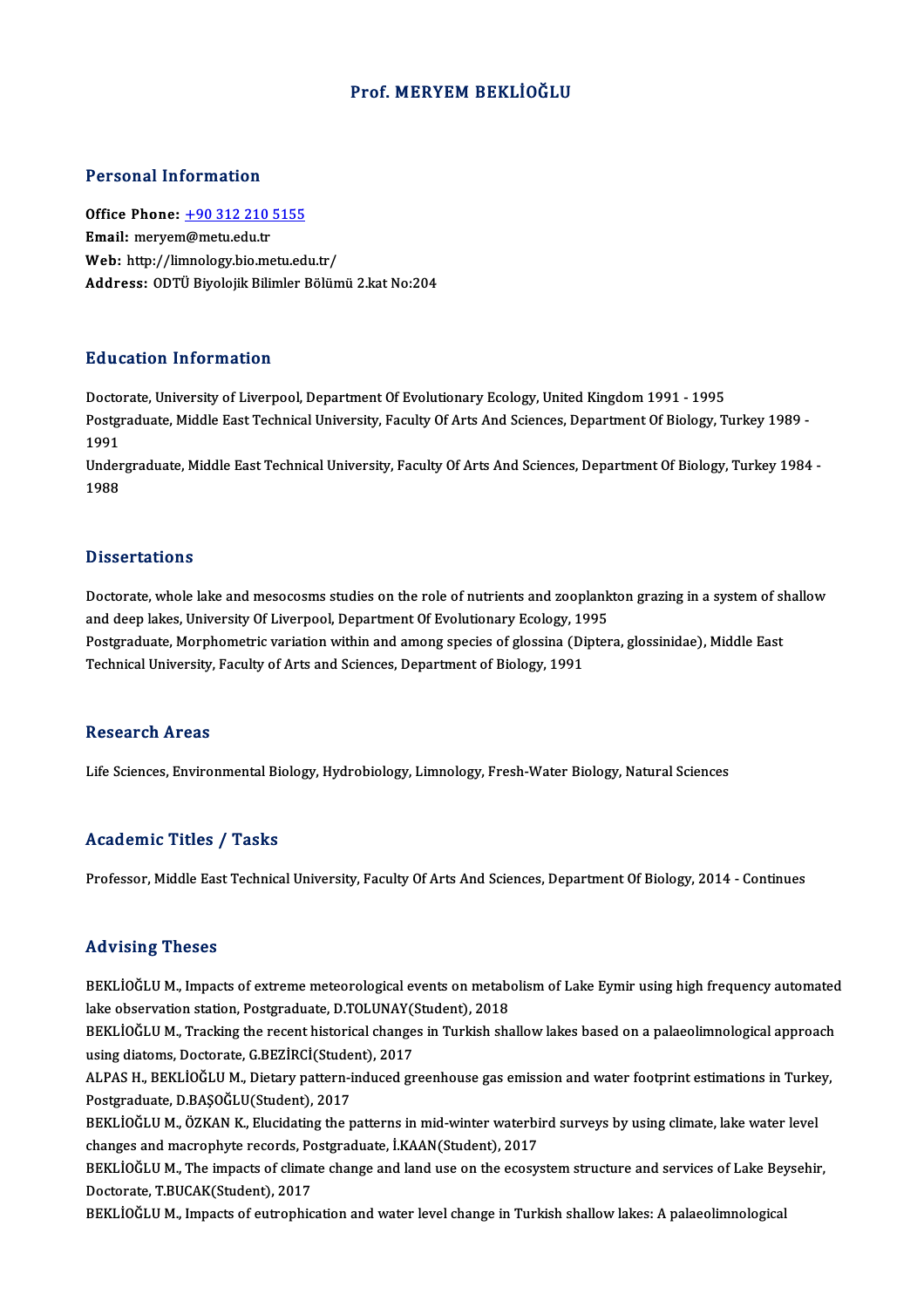# Prof. MERYEM BEKLİOĞLU

## Personal Information

**Office Phone:** +90 312 210 5155
**Email:** meryem@metu.edu.tr
**Web:** http://limnology.bio.metu.edu.tr/
**Address:** ODTÜ Biyolojik Bilimler Bölümü 2.kat No:204

## Education Information

Doctorate, University of Liverpool, Department Of Evolutionary Ecology, United Kingdom 1991 - 1995
Postgraduate, Middle East Technical University, Faculty Of Arts And Sciences, Department Of Biology, Turkey 1989 - 1991
Undergraduate, Middle East Technical University, Faculty Of Arts And Sciences, Department Of Biology, Turkey 1984 - 1988

## Dissertations

Doctorate, whole lake and mesocosms studies on the role of nutrients and zooplankton grazing in a system of shallow and deep lakes, University Of Liverpool, Department Of Evolutionary Ecology, 1995
Postgraduate, Morphometric variation within and among species of glossina (Diptera, glossinidae), Middle East Technical University, Faculty of Arts and Sciences, Department of Biology, 1991

## Research Areas

Life Sciences, Environmental Biology, Hydrobiology, Limnology, Fresh-Water Biology, Natural Sciences

## Academic Titles / Tasks

Professor, Middle East Technical University, Faculty Of Arts And Sciences, Department Of Biology, 2014 - Continues

## Advising Theses

BEKLİOĞLU M., Impacts of extreme meteorological events on metabolism of Lake Eymir using high frequency automated lake observation station, Postgraduate, D.TOLUNAY(Student), 2018
BEKLİOĞLU M., Tracking the recent historical changes in Turkish shallow lakes based on a palaeolimnological approach using diatoms, Doctorate, G.BEZİRCİ(Student), 2017
ALPAS H., BEKLİOĞLU M., Dietary pattern-induced greenhouse gas emission and water footprint estimations in Turkey, Postgraduate, D.BAŞOĞLU(Student), 2017
BEKLİOĞLU M., ÖZKAN K., Elucidating the patterns in mid-winter waterbird surveys by using climate, lake water level changes and macrophyte records, Postgraduate, İ.KAAN(Student), 2017
BEKLİOĞLU M., The impacts of climate change and land use on the ecosystem structure and services of Lake Beysehir, Doctorate, T.BUCAK(Student), 2017
BEKLİOĞLU M., Impacts of eutrophication and water level change in Turkish shallow lakes: A palaeolimnological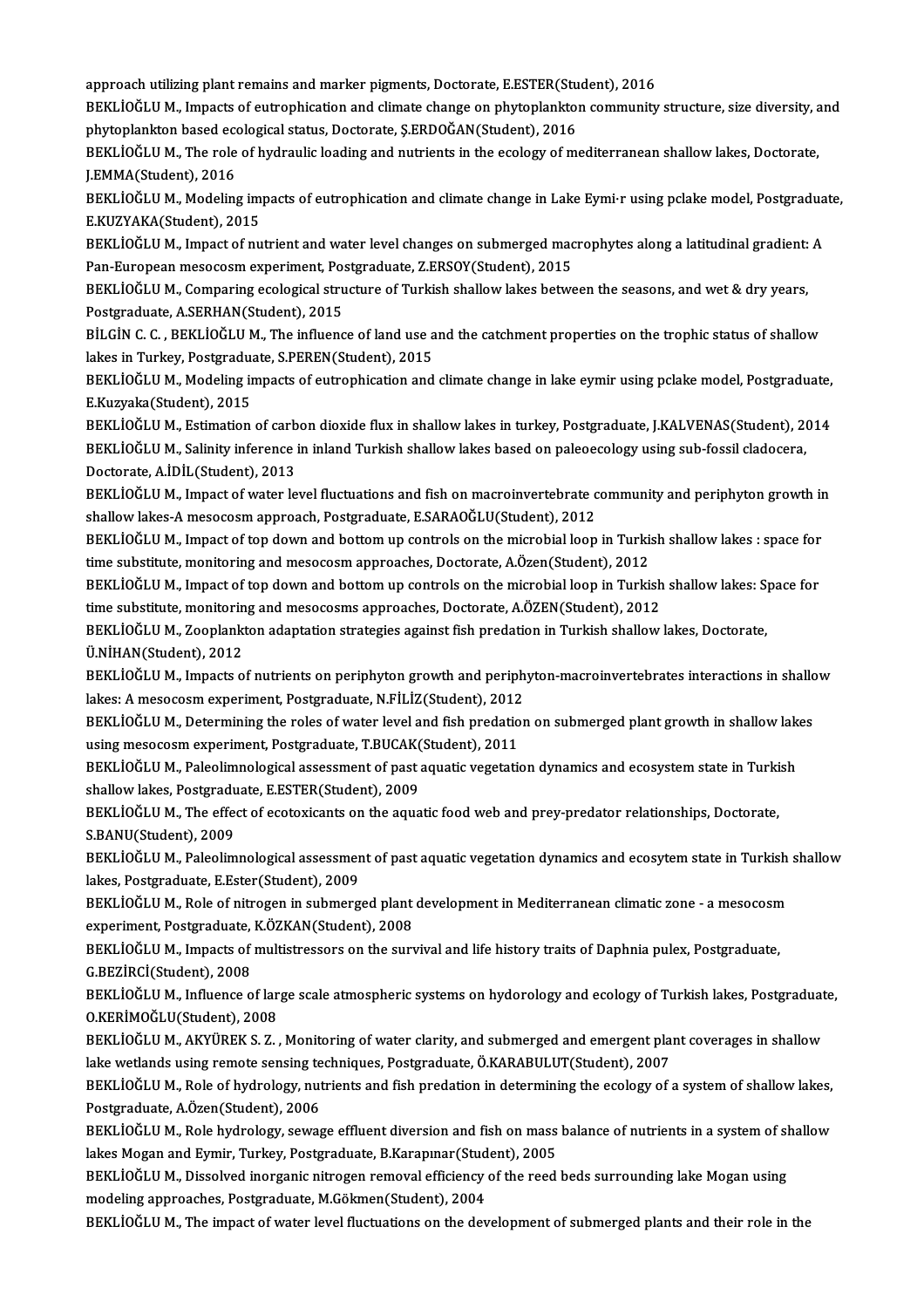approach utilizing plant remains and marker pigments, Doctorate, E.ESTER(Student), 2016

BEKLİOĞLU M., Impacts of eutrophication and climate change on phytoplankton community structure, size diversity, and phytoplankton based ecological status, Doctorate, Ş.ERDOĞAN(Student), 2016

BEKLİOĞLU M., The role of hydraulic loading and nutrients in the ecology of mediterranean shallow lakes, Doctorate, J.EMMA(Student), 2016

BEKLİOĞLU M., Modeling impacts of eutrophication and climate change in Lake Eymi·r using pclake model, Postgraduate, E.KUZYAKA(Student), 2015

BEKLİOĞLU M., Impact of nutrient and water level changes on submerged macrophytes along a latitudinal gradient: A Pan-European mesocosm experiment, Postgraduate, Z.ERSOY(Student), 2015

BEKLİOĞLU M., Comparing ecological structure of Turkish shallow lakes between the seasons, and wet & dry years, Postgraduate, A.SERHAN(Student), 2015

BİLGİN C. C. , BEKLİOĞLU M., The influence of land use and the catchment properties on the trophic status of shallow lakes in Turkey, Postgraduate, S.PEREN(Student), 2015

BEKLİOĞLU M., Modeling impacts of eutrophication and climate change in lake eymir using pclake model, Postgraduate, E.Kuzyaka(Student), 2015

BEKLİOĞLU M., Estimation of carbon dioxide flux in shallow lakes in turkey, Postgraduate, J.KALVENAS(Student), 2014

BEKLİOĞLU M., Salinity inference in inland Turkish shallow lakes based on paleoecology using sub-fossil cladocera, Doctorate, A.İDİL(Student), 2013

BEKLİOĞLU M., Impact of water level fluctuations and fish on macroinvertebrate community and periphyton growth in shallow lakes-A mesocosm approach, Postgraduate, E.SARAOĞLU(Student), 2012

BEKLİOĞLU M., Impact of top down and bottom up controls on the microbial loop in Turkish shallow lakes : space for time substitute, monitoring and mesocosm approaches, Doctorate, A.Özen(Student), 2012

BEKLİOĞLU M., Impact of top down and bottom up controls on the microbial loop in Turkish shallow lakes: Space for time substitute, monitoring and mesocosms approaches, Doctorate, A.ÖZEN(Student), 2012

BEKLİOĞLU M., Zooplankton adaptation strategies against fish predation in Turkish shallow lakes, Doctorate, Ü.NİHAN(Student), 2012

BEKLİOĞLU M., Impacts of nutrients on periphyton growth and periphyton-macroinvertebrates interactions in shallow lakes: A mesocosm experiment, Postgraduate, N.FİLİZ(Student), 2012

BEKLİOĞLU M., Determining the roles of water level and fish predation on submerged plant growth in shallow lakes using mesocosm experiment, Postgraduate, T.BUCAK(Student), 2011

BEKLİOĞLU M., Paleolimnological assessment of past aquatic vegetation dynamics and ecosystem state in Turkish shallow lakes, Postgraduate, E.ESTER(Student), 2009

BEKLİOĞLU M., The effect of ecotoxicants on the aquatic food web and prey-predator relationships, Doctorate, S.BANU(Student), 2009

BEKLİOĞLU M., Paleolimnological assessment of past aquatic vegetation dynamics and ecosytem state in Turkish shallow lakes, Postgraduate, E.Ester(Student), 2009

BEKLİOĞLU M., Role of nitrogen in submerged plant development in Mediterranean climatic zone - a mesocosm experiment, Postgraduate, K.ÖZKAN(Student), 2008

BEKLİOĞLU M., Impacts of multistressors on the survival and life history traits of Daphnia pulex, Postgraduate, G.BEZİRCİ(Student), 2008

BEKLİOĞLU M., Influence of large scale atmospheric systems on hydorology and ecology of Turkish lakes, Postgraduate, O.KERİMOĞLU(Student), 2008

BEKLİOĞLU M., AKYÜREK S. Z. , Monitoring of water clarity, and submerged and emergent plant coverages in shallow lake wetlands using remote sensing techniques, Postgraduate, Ö.KARABULUT(Student), 2007

BEKLİOĞLU M., Role of hydrology, nutrients and fish predation in determining the ecology of a system of shallow lakes, Postgraduate, A.Özen(Student), 2006

BEKLİOĞLU M., Role hydrology, sewage effluent diversion and fish on mass balance of nutrients in a system of shallow lakes Mogan and Eymir, Turkey, Postgraduate, B.Karapınar(Student), 2005

BEKLİOĞLU M., Dissolved inorganic nitrogen removal efficiency of the reed beds surrounding lake Mogan using modeling approaches, Postgraduate, M.Gökmen(Student), 2004

BEKLİOĞLU M., The impact of water level fluctuations on the development of submerged plants and their role in the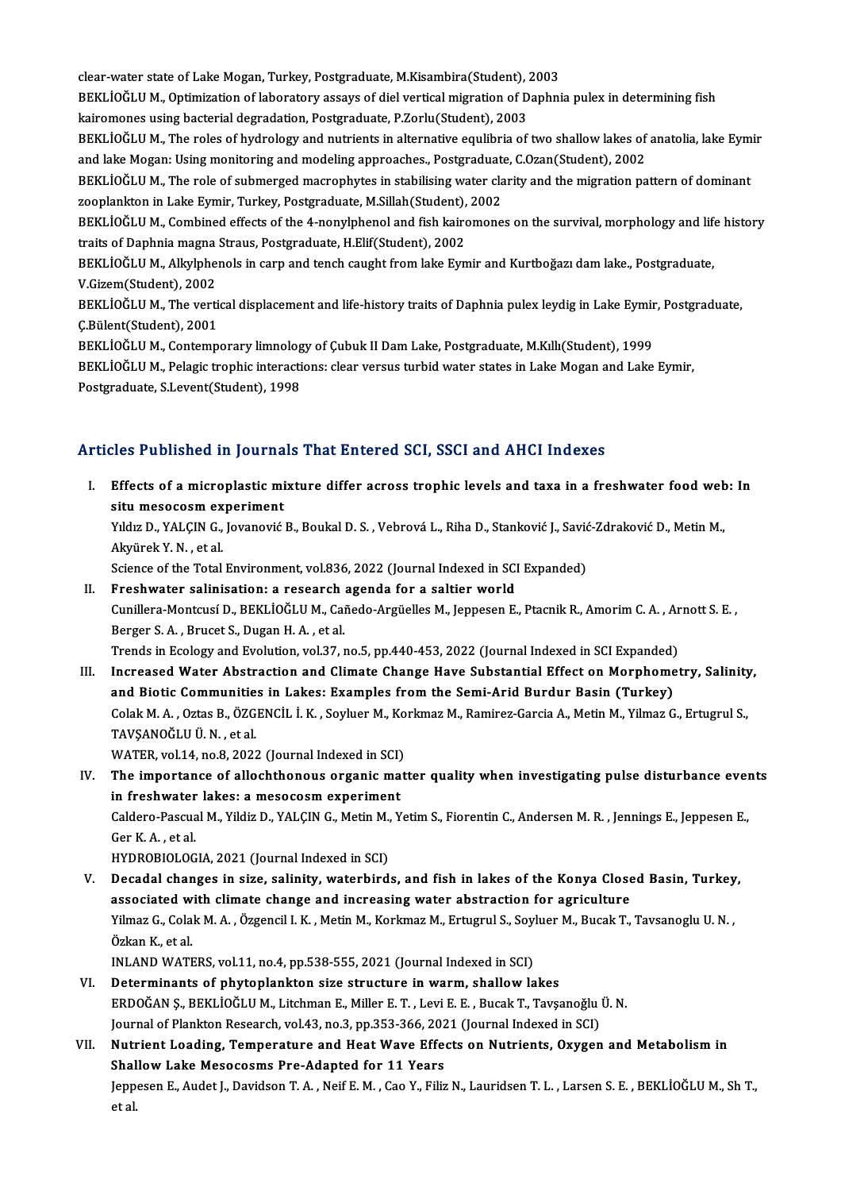clear-water state of Lake Mogan, Turkey, Postgraduate, M.Kisambira(Student), 2003

BEKLİOĞLU M., Optimization of laboratory assays of diel vertical migration of Daphnia pulex in determining fish kairomones using bacterial degradation, Postgraduate, P.Zorlu(Student), 2003

BEKLİOĞLU M., The roles of hydrology and nutrients in alternative equlibria of two shallow lakes of anatolia, lake Eymir and lake Mogan: Using monitoring and modeling approaches., Postgraduate, C.Ozan(Student), 2002

BEKLİOĞLU M., The role of submerged macrophytes in stabilising water clarity and the migration pattern of dominant zooplankton in Lake Eymir, Turkey, Postgraduate, M.Sillah(Student), 2002

BEKLİOĞLU M., Combined effects of the 4-nonylphenol and fish kairomones on the survival, morphology and life history traits of Daphnia magna Straus, Postgraduate, H.Elif(Student), 2002

BEKLİOĞLU M., Alkylphenols in carp and tench caught from lake Eymir and Kurtboğazı dam lake., Postgraduate, V.Gizem(Student), 2002

BEKLİOĞLU M., The vertical displacement and life-history traits of Daphnia pulex leydig in Lake Eymir, Postgraduate, Ç.Bülent(Student), 2001

BEKLİOĞLU M., Contemporary limnology of Çubuk II Dam Lake, Postgraduate, M.Kıllı(Student), 1999

BEKLİOĞLU M., Pelagic trophic interactions: clear versus turbid water states in Lake Mogan and Lake Eymir, Postgraduate, S.Levent(Student), 1998

## Articles Published in Journals That Entered SCI, SSCI and AHCI Indexes

I. **Effects of a microplastic mixture differ across trophic levels and taxa in a freshwater food web: In situ mesocosm experiment**
Yıldız D., YALÇIN G., Jovanović B., Boukal D. S. , Vebrová L., Riha D., Stanković J., Savić-Zdraković D., Metin M., Akyürek Y. N. , et al.
Science of the Total Environment, vol.836, 2022 (Journal Indexed in SCI Expanded)

II. **Freshwater salinisation: a research agenda for a saltier world**
Cunillera-Montcusí D., BEKLİOĞLU M., Cañedo-Argüelles M., Jeppesen E., Ptacnik R., Amorim C. A. , Arnott S. E. , Berger S. A. , Brucet S., Dugan H. A. , et al.
Trends in Ecology and Evolution, vol.37, no.5, pp.440-453, 2022 (Journal Indexed in SCI Expanded)

III. **Increased Water Abstraction and Climate Change Have Substantial Effect on Morphometry, Salinity, and Biotic Communities in Lakes: Examples from the Semi-Arid Burdur Basin (Turkey)**
Colak M. A. , Oztas B., ÖZGENCİL İ. K. , Soyluer M., Korkmaz M., Ramirez-Garcia A., Metin M., Yilmaz G., Ertugrul S., TAVŞANOĞLU Ü. N. , et al.
WATER, vol.14, no.8, 2022 (Journal Indexed in SCI)

IV. **The importance of allochthonous organic matter quality when investigating pulse disturbance events in freshwater lakes: a mesocosm experiment**
Caldero-Pascual M., Yildiz D., YALÇIN G., Metin M., Yetim S., Fiorentin C., Andersen M. R. , Jennings E., Jeppesen E., Ger K. A. , et al.
HYDROBIOLOGIA, 2021 (Journal Indexed in SCI)

V. **Decadal changes in size, salinity, waterbirds, and fish in lakes of the Konya Closed Basin, Turkey, associated with climate change and increasing water abstraction for agriculture**
Yilmaz G., Colak M. A. , Özgencil I. K. , Metin M., Korkmaz M., Ertugrul S., Soyluer M., Bucak T., Tavsanoglu U. N. , Özkan K., et al.
INLAND WATERS, vol.11, no.4, pp.538-555, 2021 (Journal Indexed in SCI)

VI. **Determinants of phytoplankton size structure in warm, shallow lakes**
ERDOĞAN Ş., BEKLİOĞLU M., Litchman E., Miller E. T. , Levi E. E. , Bucak T., Tavşanoğlu Ü. N.
Journal of Plankton Research, vol.43, no.3, pp.353-366, 2021 (Journal Indexed in SCI)

VII. **Nutrient Loading, Temperature and Heat Wave Effects on Nutrients, Oxygen and Metabolism in Shallow Lake Mesocosms Pre-Adapted for 11 Years**
Jeppesen E., Audet J., Davidson T. A. , Neif E. M. , Cao Y., Filiz N., Lauridsen T. L. , Larsen S. E. , BEKLİOĞLU M., Sh T., et al.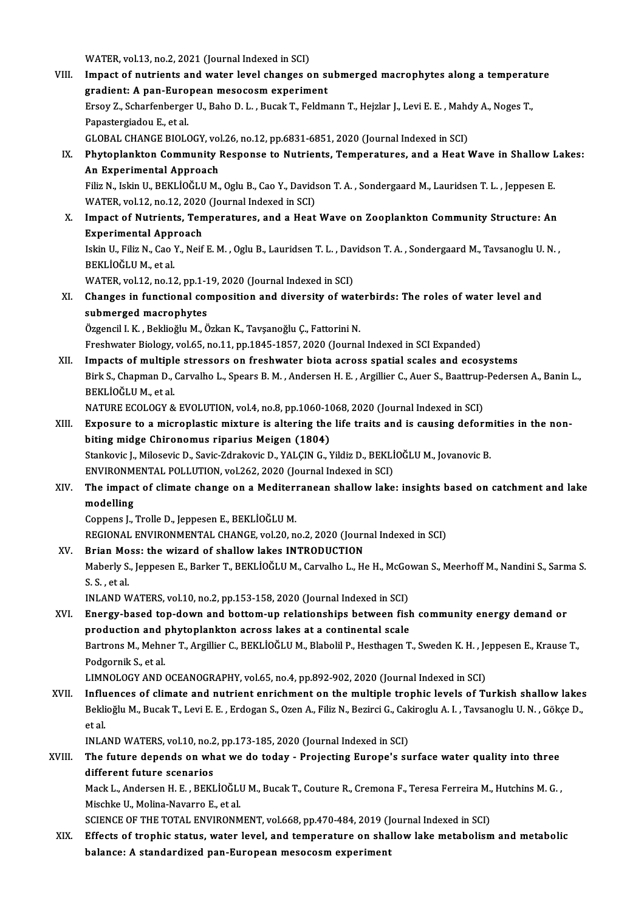WATER, vol.13, no.2, 2021 (Journal Indexed in SCI)

VIII. **Impact of nutrients and water level changes on submerged macrophytes along a temperature gradient: A pan-European mesocosm experiment**
Ersoy Z., Scharfenberger U., Baho D. L. , Bucak T., Feldmann T., Hejzlar J., Levi E. E. , Mahdy A., Noges T., Papastergiadou E., et al.
GLOBAL CHANGE BIOLOGY, vol.26, no.12, pp.6831-6851, 2020 (Journal Indexed in SCI)

IX. **Phytoplankton Community Response to Nutrients, Temperatures, and a Heat Wave in Shallow Lakes: An Experimental Approach**
Filiz N., Iskin U., BEKLİOĞLU M., Oglu B., Cao Y., Davidson T. A. , Sondergaard M., Lauridsen T. L. , Jeppesen E.
WATER, vol.12, no.12, 2020 (Journal Indexed in SCI)

X. **Impact of Nutrients, Temperatures, and a Heat Wave on Zooplankton Community Structure: An Experimental Approach**
Iskin U., Filiz N., Cao Y., Neif E. M. , Oglu B., Lauridsen T. L. , Davidson T. A. , Sondergaard M., Tavsanoglu U. N. , BEKLİOĞLU M., et al.
WATER, vol.12, no.12, pp.1-19, 2020 (Journal Indexed in SCI)

XI. **Changes in functional composition and diversity of waterbirds: The roles of water level and submerged macrophytes**
Özgencil I. K. , Beklioğlu M., Özkan K., Tavşanoğlu Ç., Fattorini N.
Freshwater Biology, vol.65, no.11, pp.1845-1857, 2020 (Journal Indexed in SCI Expanded)

XII. **Impacts of multiple stressors on freshwater biota across spatial scales and ecosystems**
Birk S., Chapman D., Carvalho L., Spears B. M. , Andersen H. E. , Argillier C., Auer S., Baattrup-Pedersen A., Banin L., BEKLİOĞLU M., et al.
NATURE ECOLOGY & EVOLUTION, vol.4, no.8, pp.1060-1068, 2020 (Journal Indexed in SCI)

XIII. **Exposure to a microplastic mixture is altering the life traits and is causing deformities in the non-biting midge Chironomus riparius Meigen (1804)**
Stankovic J., Milosevic D., Savic-Zdrakovic D., YALÇIN G., Yildiz D., BEKLİOĞLU M., Jovanovic B.
ENVIRONMENTAL POLLUTION, vol.262, 2020 (Journal Indexed in SCI)

XIV. **The impact of climate change on a Mediterranean shallow lake: insights based on catchment and lake modelling**
Coppens J., Trolle D., Jeppesen E., BEKLİOĞLU M.
REGIONAL ENVIRONMENTAL CHANGE, vol.20, no.2, 2020 (Journal Indexed in SCI)

XV. **Brian Moss: the wizard of shallow lakes INTRODUCTION**
Maberly S., Jeppesen E., Barker T., BEKLİOĞLU M., Carvalho L., He H., McGowan S., Meerhoff M., Nandini S., Sarma S. S. , et al.
INLAND WATERS, vol.10, no.2, pp.153-158, 2020 (Journal Indexed in SCI)

XVI. **Energy-based top-down and bottom-up relationships between fish community energy demand or production and phytoplankton across lakes at a continental scale**
Bartrons M., Mehner T., Argillier C., BEKLİOĞLU M., Blabolil P., Hesthagen T., Sweden K. H. , Jeppesen E., Krause T., Podgornik S., et al.
LIMNOLOGY AND OCEANOGRAPHY, vol.65, no.4, pp.892-902, 2020 (Journal Indexed in SCI)

XVII. **Influences of climate and nutrient enrichment on the multiple trophic levels of Turkish shallow lakes**
Beklioğlu M., Bucak T., Levi E. E. , Erdogan S., Ozen A., Filiz N., Bezirci G., Cakiroglu A. I. , Tavsanoglu U. N. , Gökçe D., et al.
INLAND WATERS, vol.10, no.2, pp.173-185, 2020 (Journal Indexed in SCI)

XVIII. **The future depends on what we do today - Projecting Europe's surface water quality into three different future scenarios**
Mack L., Andersen H. E. , BEKLİOĞLU M., Bucak T., Couture R., Cremona F., Teresa Ferreira M., Hutchins M. G. , Mischke U., Molina-Navarro E., et al.
SCIENCE OF THE TOTAL ENVIRONMENT, vol.668, pp.470-484, 2019 (Journal Indexed in SCI)

XIX. **Effects of trophic status, water level, and temperature on shallow lake metabolism and metabolic balance: A standardized pan-European mesocosm experiment**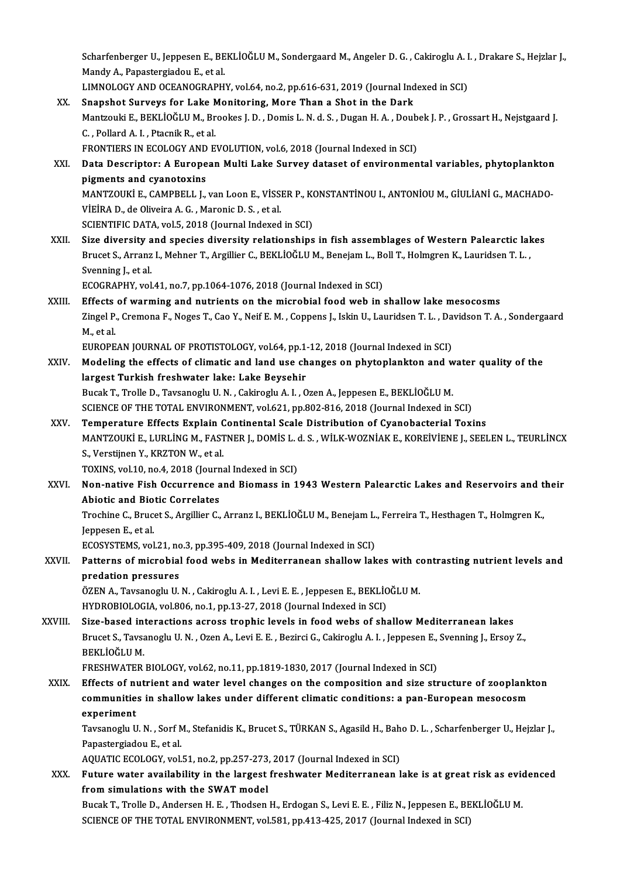Scharfenberger U., Jeppesen E., BEKLİOĞLU M., Sondergaard M., Angeler D. G. , Cakiroglu A. I. , Drakare S., Hejzlar J., Mandy A., Papastergiadou E., et al.
LIMNOLOGY AND OCEANOGRAPHY, vol.64, no.2, pp.616-631, 2019 (Journal Indexed in SCI)

XX. **Snapshot Surveys for Lake Monitoring, More Than a Shot in the Dark**
Mantzouki E., BEKLİOĞLU M., Brookes J. D. , Domis L. N. d. S. , Dugan H. A. , Doubek J. P. , Grossart H., Nejstgaard J. C. , Pollard A. I. , Ptacnik R., et al.
FRONTIERS IN ECOLOGY AND EVOLUTION, vol.6, 2018 (Journal Indexed in SCI)

XXI. **Data Descriptor: A European Multi Lake Survey dataset of environmental variables, phytoplankton pigments and cyanotoxins**
MANTZOUKİ E., CAMPBELL J., van Loon E., VİSSER P., KONSTANTİNOU I., ANTONİOU M., GİULİANİ G., MACHADO-VİEİRA D., de Oliveira A. G. , Maronic D. S. , et al.
SCIENTIFIC DATA, vol.5, 2018 (Journal Indexed in SCI)

XXII. **Size diversity and species diversity relationships in fish assemblages of Western Palearctic lakes**
Brucet S., Arranz I., Mehner T., Argillier C., BEKLİOĞLU M., Benejam L., Boll T., Holmgren K., Lauridsen T. L. , Svenning J., et al.
ECOGRAPHY, vol.41, no.7, pp.1064-1076, 2018 (Journal Indexed in SCI)

XXIII. **Effects of warming and nutrients on the microbial food web in shallow lake mesocosms**
Zingel P., Cremona F., Noges T., Cao Y., Neif E. M. , Coppens J., Iskin U., Lauridsen T. L. , Davidson T. A. , Sondergaard M., et al.
EUROPEAN JOURNAL OF PROTISTOLOGY, vol.64, pp.1-12, 2018 (Journal Indexed in SCI)

XXIV. **Modeling the effects of climatic and land use changes on phytoplankton and water quality of the largest Turkish freshwater lake: Lake Beysehir**
Bucak T., Trolle D., Tavsanoglu U. N. , Cakiroglu A. I. , Ozen A., Jeppesen E., BEKLİOĞLU M.
SCIENCE OF THE TOTAL ENVIRONMENT, vol.621, pp.802-816, 2018 (Journal Indexed in SCI)

XXV. **Temperature Effects Explain Continental Scale Distribution of Cyanobacterial Toxins**
MANTZOUKİ E., LURLİNG M., FASTNER J., DOMİS L. d. S. , WİLK-WOZNİAK E., KOREİVİENE J., SEELEN L., TEURLİNCX S., Verstijnen Y., KRZTON W., et al.
TOXINS, vol.10, no.4, 2018 (Journal Indexed in SCI)

XXVI. **Non-native Fish Occurrence and Biomass in 1943 Western Palearctic Lakes and Reservoirs and their Abiotic and Biotic Correlates**
Trochine C., Brucet S., Argillier C., Arranz I., BEKLİOĞLU M., Benejam L., Ferreira T., Hesthagen T., Holmgren K., Jeppesen E., et al.
ECOSYSTEMS, vol.21, no.3, pp.395-409, 2018 (Journal Indexed in SCI)

XXVII. **Patterns of microbial food webs in Mediterranean shallow lakes with contrasting nutrient levels and predation pressures**
ÖZEN A., Tavsanoglu U. N. , Cakiroglu A. I. , Levi E. E. , Jeppesen E., BEKLİOĞLU M.
HYDROBIOLOGIA, vol.806, no.1, pp.13-27, 2018 (Journal Indexed in SCI)

XXVIII. **Size-based interactions across trophic levels in food webs of shallow Mediterranean lakes**
Brucet S., Tavsanoglu U. N. , Ozen A., Levi E. E. , Bezirci G., Cakiroglu A. I. , Jeppesen E., Svenning J., Ersoy Z., BEKLİOĞLU M.
FRESHWATER BIOLOGY, vol.62, no.11, pp.1819-1830, 2017 (Journal Indexed in SCI)

XXIX. **Effects of nutrient and water level changes on the composition and size structure of zooplankton communities in shallow lakes under different climatic conditions: a pan-European mesocosm experiment**
Tavsanoglu U. N. , Sorf M., Stefanidis K., Brucet S., TÜRKAN S., Agasild H., Baho D. L. , Scharfenberger U., Hejzlar J., Papastergiadou E., et al.
AQUATIC ECOLOGY, vol.51, no.2, pp.257-273, 2017 (Journal Indexed in SCI)

XXX. **Future water availability in the largest freshwater Mediterranean lake is at great risk as evidenced from simulations with the SWAT model**
Bucak T., Trolle D., Andersen H. E. , Thodsen H., Erdogan S., Levi E. E. , Filiz N., Jeppesen E., BEKLİOĞLU M.
SCIENCE OF THE TOTAL ENVIRONMENT, vol.581, pp.413-425, 2017 (Journal Indexed in SCI)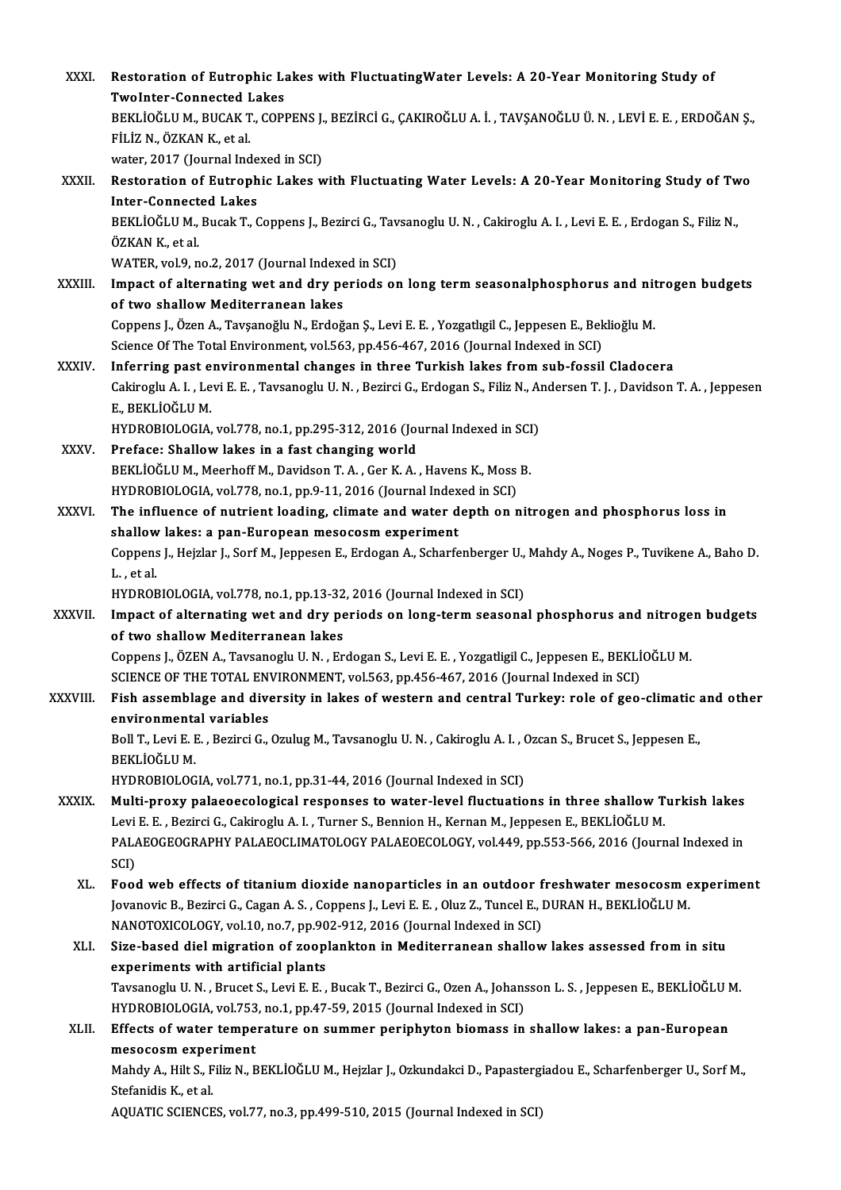XXXI. **Restoration of Eutrophic Lakes with FluctuatingWater Levels: A 20-Year Monitoring Study of TwoInter-Connected Lakes**
BEKLİOĞLU M., BUCAK T., COPPENS J., BEZİRCİ G., ÇAKIROĞLU A. İ. , TAVŞANOĞLU Ü. N. , LEVİ E. E. , ERDOĞAN Ş., FİLİZ N., ÖZKAN K., et al.
water, 2017 (Journal Indexed in SCI)

XXXII. **Restoration of Eutrophic Lakes with Fluctuating Water Levels: A 20-Year Monitoring Study of Two Inter-Connected Lakes**
BEKLİOĞLU M., Bucak T., Coppens J., Bezirci G., Tavsanoglu U. N. , Cakiroglu A. I. , Levi E. E. , Erdogan S., Filiz N., ÖZKAN K., et al.
WATER, vol.9, no.2, 2017 (Journal Indexed in SCI)

XXXIII. **Impact of alternating wet and dry periods on long term seasonalphosphorus and nitrogen budgets of two shallow Mediterranean lakes**
Coppens J., Özen A., Tavşanoğlu N., Erdoğan Ş., Levi E. E. , Yozgatlıgil C., Jeppesen E., Beklioğlu M.
Science Of The Total Environment, vol.563, pp.456-467, 2016 (Journal Indexed in SCI)

XXXIV. **Inferring past environmental changes in three Turkish lakes from sub-fossil Cladocera**
Cakiroglu A. I. , Levi E. E. , Tavsanoglu U. N. , Bezirci G., Erdogan S., Filiz N., Andersen T. J. , Davidson T. A. , Jeppesen E., BEKLİOĞLU M.
HYDROBIOLOGIA, vol.778, no.1, pp.295-312, 2016 (Journal Indexed in SCI)

XXXV. **Preface: Shallow lakes in a fast changing world**
BEKLİOĞLU M., Meerhoff M., Davidson T. A. , Ger K. A. , Havens K., Moss B.
HYDROBIOLOGIA, vol.778, no.1, pp.9-11, 2016 (Journal Indexed in SCI)

XXXVI. **The influence of nutrient loading, climate and water depth on nitrogen and phosphorus loss in shallow lakes: a pan-European mesocosm experiment**
Coppens J., Hejzlar J., Sorf M., Jeppesen E., Erdogan A., Scharfenberger U., Mahdy A., Noges P., Tuvikene A., Baho D. L. , et al.
HYDROBIOLOGIA, vol.778, no.1, pp.13-32, 2016 (Journal Indexed in SCI)

XXXVII. **Impact of alternating wet and dry periods on long-term seasonal phosphorus and nitrogen budgets of two shallow Mediterranean lakes**
Coppens J., ÖZEN A., Tavsanoglu U. N. , Erdogan S., Levi E. E. , Yozgatligil C., Jeppesen E., BEKLİOĞLU M.
SCIENCE OF THE TOTAL ENVIRONMENT, vol.563, pp.456-467, 2016 (Journal Indexed in SCI)

XXXVIII. **Fish assemblage and diversity in lakes of western and central Turkey: role of geo-climatic and other environmental variables**
Boll T., Levi E. E. , Bezirci G., Ozulug M., Tavsanoglu U. N. , Cakiroglu A. I. , Ozcan S., Brucet S., Jeppesen E., BEKLİOĞLU M.
HYDROBIOLOGIA, vol.771, no.1, pp.31-44, 2016 (Journal Indexed in SCI)

XXXIX. **Multi-proxy palaeoecological responses to water-level fluctuations in three shallow Turkish lakes**
Levi E. E. , Bezirci G., Cakiroglu A. I. , Turner S., Bennion H., Kernan M., Jeppesen E., BEKLİOĞLU M.
PALAEOGEOGRAPHY PALAEOCLIMATOLOGY PALAEOECOLOGY, vol.449, pp.553-566, 2016 (Journal Indexed in SCI)

XL. **Food web effects of titanium dioxide nanoparticles in an outdoor freshwater mesocosm experiment**
Jovanovic B., Bezirci G., Cagan A. S. , Coppens J., Levi E. E. , Oluz Z., Tuncel E., DURAN H., BEKLİOĞLU M.
NANOTOXICOLOGY, vol.10, no.7, pp.902-912, 2016 (Journal Indexed in SCI)

XLI. **Size-based diel migration of zooplankton in Mediterranean shallow lakes assessed from in situ experiments with artificial plants**
Tavsanoglu U. N. , Brucet S., Levi E. E. , Bucak T., Bezirci G., Ozen A., Johansson L. S. , Jeppesen E., BEKLİOĞLU M.
HYDROBIOLOGIA, vol.753, no.1, pp.47-59, 2015 (Journal Indexed in SCI)

XLII. **Effects of water temperature on summer periphyton biomass in shallow lakes: a pan-European mesocosm experiment**
Mahdy A., Hilt S., Filiz N., BEKLİOĞLU M., Hejzlar J., Ozkundakci D., Papastergiadou E., Scharfenberger U., Sorf M., Stefanidis K., et al.
AQUATIC SCIENCES, vol.77, no.3, pp.499-510, 2015 (Journal Indexed in SCI)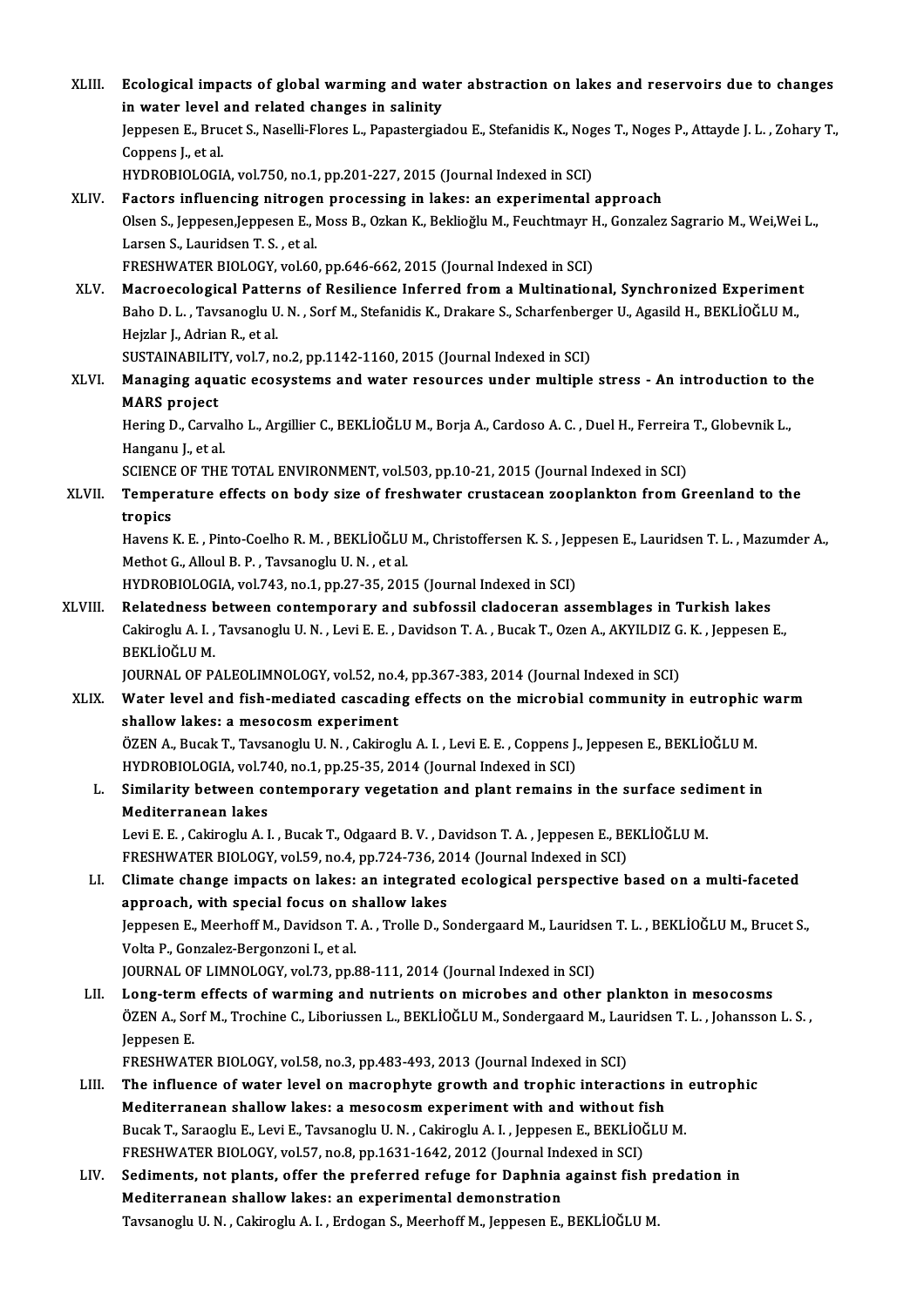XLIII. **Ecological impacts of global warming and water abstraction on lakes and reservoirs due to changes in water level and related changes in salinity**
Jeppesen E., Brucet S., Naselli-Flores L., Papastergiadou E., Stefanidis K., Noges T., Noges P., Attayde J. L. , Zohary T., Coppens J., et al.
HYDROBIOLOGIA, vol.750, no.1, pp.201-227, 2015 (Journal Indexed in SCI)

XLIV. **Factors influencing nitrogen processing in lakes: an experimental approach**
Olsen S., Jeppesen,Jeppesen E., Moss B., Ozkan K., Beklioğlu M., Feuchtmayr H., Gonzalez Sagrario M., Wei,Wei L., Larsen S., Lauridsen T. S. , et al.
FRESHWATER BIOLOGY, vol.60, pp.646-662, 2015 (Journal Indexed in SCI)

XLV. **Macroecological Patterns of Resilience Inferred from a Multinational, Synchronized Experiment**
Baho D. L. , Tavsanoglu U. N. , Sorf M., Stefanidis K., Drakare S., Scharfenberger U., Agasild H., BEKLİOĞLU M., Hejzlar J., Adrian R., et al.
SUSTAINABILITY, vol.7, no.2, pp.1142-1160, 2015 (Journal Indexed in SCI)

XLVI. **Managing aquatic ecosystems and water resources under multiple stress - An introduction to the MARS project**
Hering D., Carvalho L., Argillier C., BEKLİOĞLU M., Borja A., Cardoso A. C. , Duel H., Ferreira T., Globevnik L., Hanganu J., et al.
SCIENCE OF THE TOTAL ENVIRONMENT, vol.503, pp.10-21, 2015 (Journal Indexed in SCI)

XLVII. **Temperature effects on body size of freshwater crustacean zooplankton from Greenland to the tropics**
Havens K. E. , Pinto-Coelho R. M. , BEKLİOĞLU M., Christoffersen K. S. , Jeppesen E., Lauridsen T. L. , Mazumder A., Methot G., Alloul B. P. , Tavsanoglu U. N. , et al.
HYDROBIOLOGIA, vol.743, no.1, pp.27-35, 2015 (Journal Indexed in SCI)

XLVIII. **Relatedness between contemporary and subfossil cladoceran assemblages in Turkish lakes**
Cakiroglu A. I. , Tavsanoglu U. N. , Levi E. E. , Davidson T. A. , Bucak T., Ozen A., AKYILDIZ G. K. , Jeppesen E., BEKLİOĞLU M.
JOURNAL OF PALEOLIMNOLOGY, vol.52, no.4, pp.367-383, 2014 (Journal Indexed in SCI)

XLIX. **Water level and fish-mediated cascading effects on the microbial community in eutrophic warm shallow lakes: a mesocosm experiment**
ÖZEN A., Bucak T., Tavsanoglu U. N. , Cakiroglu A. I. , Levi E. E. , Coppens J., Jeppesen E., BEKLİOĞLU M.
HYDROBIOLOGIA, vol.740, no.1, pp.25-35, 2014 (Journal Indexed in SCI)

L. **Similarity between contemporary vegetation and plant remains in the surface sediment in Mediterranean lakes**
Levi E. E. , Cakiroglu A. I. , Bucak T., Odgaard B. V. , Davidson T. A. , Jeppesen E., BEKLİOĞLU M.
FRESHWATER BIOLOGY, vol.59, no.4, pp.724-736, 2014 (Journal Indexed in SCI)

LI. **Climate change impacts on lakes: an integrated ecological perspective based on a multi-faceted approach, with special focus on shallow lakes**
Jeppesen E., Meerhoff M., Davidson T. A. , Trolle D., Sondergaard M., Lauridsen T. L. , BEKLİOĞLU M., Brucet S., Volta P., Gonzalez-Bergonzoni I., et al.
JOURNAL OF LIMNOLOGY, vol.73, pp.88-111, 2014 (Journal Indexed in SCI)

LII. **Long-term effects of warming and nutrients on microbes and other plankton in mesocosms**
ÖZEN A., Sorf M., Trochine C., Liboriussen L., BEKLİOĞLU M., Sondergaard M., Lauridsen T. L. , Johansson L. S. , Jeppesen E.
FRESHWATER BIOLOGY, vol.58, no.3, pp.483-493, 2013 (Journal Indexed in SCI)

LIII. **The influence of water level on macrophyte growth and trophic interactions in eutrophic Mediterranean shallow lakes: a mesocosm experiment with and without fish**
Bucak T., Saraoglu E., Levi E., Tavsanoglu U. N. , Cakiroglu A. I. , Jeppesen E., BEKLİOĞLU M.
FRESHWATER BIOLOGY, vol.57, no.8, pp.1631-1642, 2012 (Journal Indexed in SCI)

LIV. **Sediments, not plants, offer the preferred refuge for Daphnia against fish predation in Mediterranean shallow lakes: an experimental demonstration**
Tavsanoglu U. N. , Cakiroglu A. I. , Erdogan S., Meerhoff M., Jeppesen E., BEKLİOĞLU M.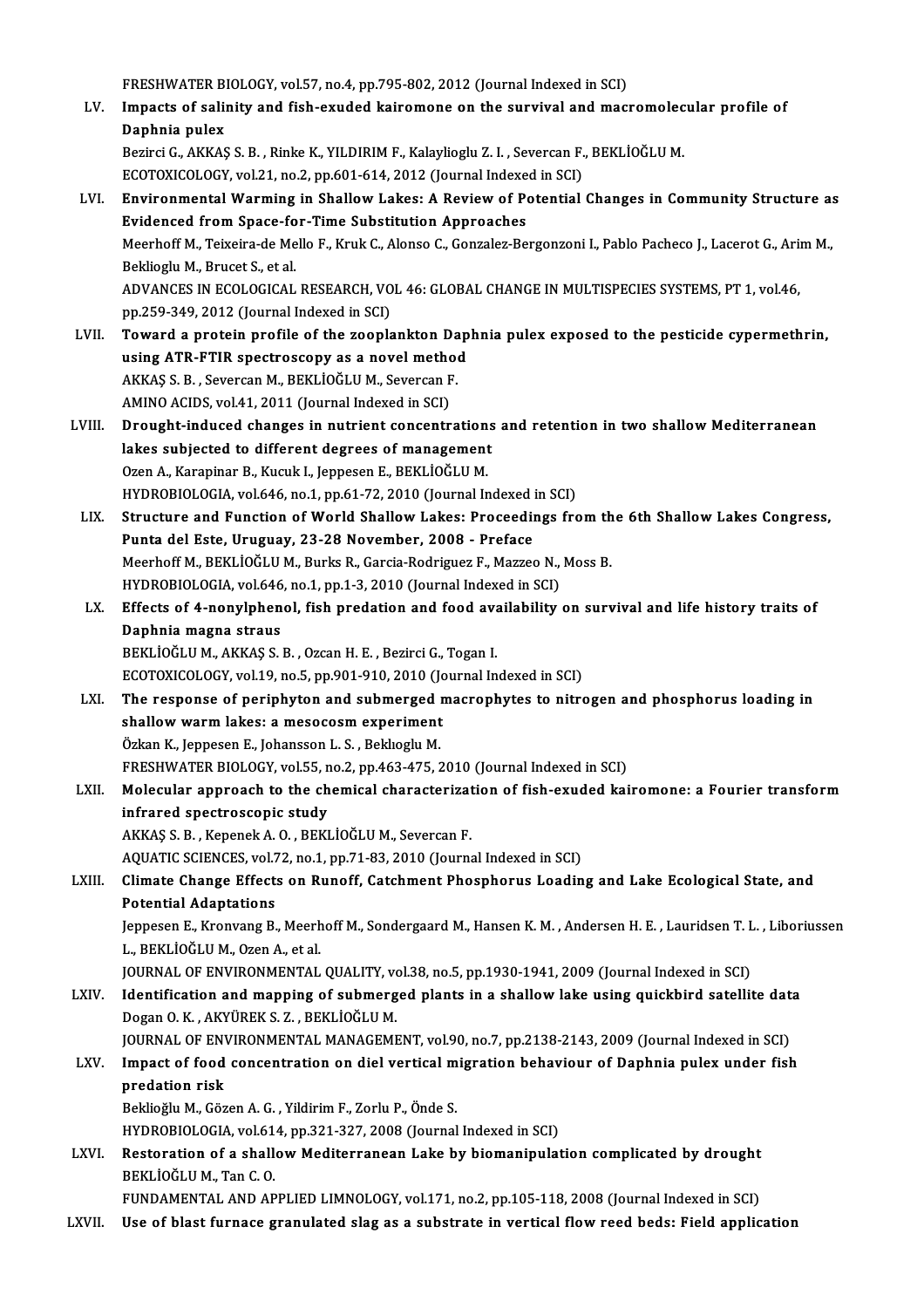FRESHWATER BIOLOGY, vol.57, no.4, pp.795-802, 2012 (Journal Indexed in SCI)

LV. **Impacts of salinity and fish-exuded kairomone on the survival and macromolecular profile of Daphnia pulex**
Bezirci G., AKKAŞ S. B. , Rinke K., YILDIRIM F., Kalaylioglu Z. I. , Severcan F., BEKLİOĞLU M.
ECOTOXICOLOGY, vol.21, no.2, pp.601-614, 2012 (Journal Indexed in SCI)

LVI. **Environmental Warming in Shallow Lakes: A Review of Potential Changes in Community Structure as Evidenced from Space-for-Time Substitution Approaches**
Meerhoff M., Teixeira-de Mello F., Kruk C., Alonso C., Gonzalez-Bergonzoni I., Pablo Pacheco J., Lacerot G., Arim M., Beklioglu M., Brucet S., et al.
ADVANCES IN ECOLOGICAL RESEARCH, VOL 46: GLOBAL CHANGE IN MULTISPECIES SYSTEMS, PT 1, vol.46, pp.259-349, 2012 (Journal Indexed in SCI)

LVII. **Toward a protein profile of the zooplankton Daphnia pulex exposed to the pesticide cypermethrin, using ATR-FTIR spectroscopy as a novel method**
AKKAŞ S. B. , Severcan M., BEKLİOĞLU M., Severcan F.
AMINO ACIDS, vol.41, 2011 (Journal Indexed in SCI)

LVIII. **Drought-induced changes in nutrient concentrations and retention in two shallow Mediterranean lakes subjected to different degrees of management**
Ozen A., Karapinar B., Kucuk I., Jeppesen E., BEKLİOĞLU M.
HYDROBIOLOGIA, vol.646, no.1, pp.61-72, 2010 (Journal Indexed in SCI)

LIX. **Structure and Function of World Shallow Lakes: Proceedings from the 6th Shallow Lakes Congress, Punta del Este, Uruguay, 23-28 November, 2008 - Preface**
Meerhoff M., BEKLİOĞLU M., Burks R., Garcia-Rodriguez F., Mazzeo N., Moss B.
HYDROBIOLOGIA, vol.646, no.1, pp.1-3, 2010 (Journal Indexed in SCI)

LX. **Effects of 4-nonylphenol, fish predation and food availability on survival and life history traits of Daphnia magna straus**
BEKLİOĞLU M., AKKAŞ S. B. , Ozcan H. E. , Bezirci G., Togan I.
ECOTOXICOLOGY, vol.19, no.5, pp.901-910, 2010 (Journal Indexed in SCI)

LXI. **The response of periphyton and submerged macrophytes to nitrogen and phosphorus loading in shallow warm lakes: a mesocosm experiment**
Özkan K., Jeppesen E., Johansson L. S. , Beklıoglu M.
FRESHWATER BIOLOGY, vol.55, no.2, pp.463-475, 2010 (Journal Indexed in SCI)

LXII. **Molecular approach to the chemical characterization of fish-exuded kairomone: a Fourier transform infrared spectroscopic study**
AKKAŞ S. B. , Kepenek A. O. , BEKLİOĞLU M., Severcan F.
AQUATIC SCIENCES, vol.72, no.1, pp.71-83, 2010 (Journal Indexed in SCI)

LXIII. **Climate Change Effects on Runoff, Catchment Phosphorus Loading and Lake Ecological State, and Potential Adaptations**
Jeppesen E., Kronvang B., Meerhoff M., Sondergaard M., Hansen K. M. , Andersen H. E. , Lauridsen T. L. , Liboriussen L., BEKLİOĞLU M., Ozen A., et al.
JOURNAL OF ENVIRONMENTAL QUALITY, vol.38, no.5, pp.1930-1941, 2009 (Journal Indexed in SCI)

LXIV. **Identification and mapping of submerged plants in a shallow lake using quickbird satellite data**
Dogan O. K. , AKYÜREK S. Z. , BEKLİOĞLU M.
JOURNAL OF ENVIRONMENTAL MANAGEMENT, vol.90, no.7, pp.2138-2143, 2009 (Journal Indexed in SCI)

LXV. **Impact of food concentration on diel vertical migration behaviour of Daphnia pulex under fish predation risk**
Beklioğlu M., Gözen A. G. , Yildirim F., Zorlu P., Önde S.
HYDROBIOLOGIA, vol.614, pp.321-327, 2008 (Journal Indexed in SCI)

LXVI. **Restoration of a shallow Mediterranean Lake by biomanipulation complicated by drought**
BEKLİOĞLU M., Tan C. O.
FUNDAMENTAL AND APPLIED LIMNOLOGY, vol.171, no.2, pp.105-118, 2008 (Journal Indexed in SCI)

LXVII. **Use of blast furnace granulated slag as a substrate in vertical flow reed beds: Field application**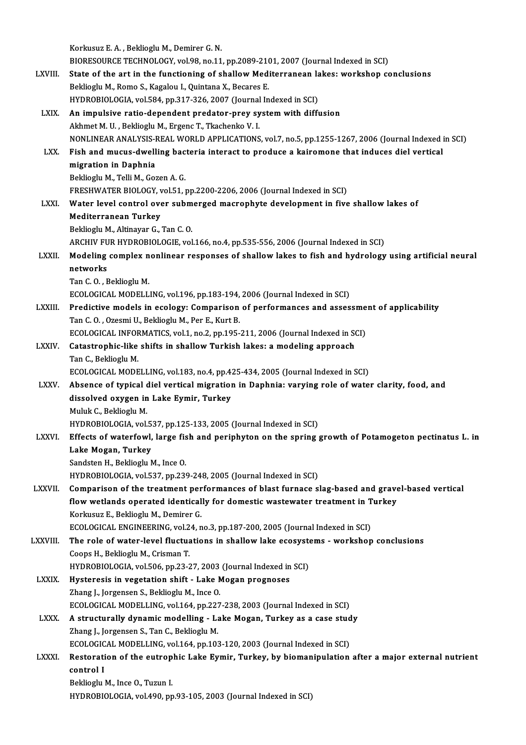Korkusuz E. A. , Beklioglu M., Demirer G. N.
BIORESOURCE TECHNOLOGY, vol.98, no.11, pp.2089-2101, 2007 (Journal Indexed in SCI)

LXVIII. **State of the art in the functioning of shallow Mediterranean lakes: workshop conclusions**
Beklioglu M., Romo S., Kagalou I., Quintana X., Becares E.
HYDROBIOLOGIA, vol.584, pp.317-326, 2007 (Journal Indexed in SCI)

LXIX. **An impulsive ratio-dependent predator-prey system with diffusion**
Akhmet M. U. , Beklioglu M., Ergenc T., Tkachenko V. I.
NONLINEAR ANALYSIS-REAL WORLD APPLICATIONS, vol.7, no.5, pp.1255-1267, 2006 (Journal Indexed in SCI)

LXX. **Fish and mucus-dwelling bacteria interact to produce a kairomone that induces diel vertical migration in Daphnia**
Beklioglu M., Telli M., Gozen A. G.
FRESHWATER BIOLOGY, vol.51, pp.2200-2206, 2006 (Journal Indexed in SCI)

LXXI. **Water level control over submerged macrophyte development in five shallow lakes of Mediterranean Turkey**
Beklioglu M., Altinayar G., Tan C. O.
ARCHIV FUR HYDROBIOLOGIE, vol.166, no.4, pp.535-556, 2006 (Journal Indexed in SCI)

LXXII. **Modeling complex nonlinear responses of shallow lakes to fish and hydrology using artificial neural networks**
Tan C. O. , Beklioglu M.
ECOLOGICAL MODELLING, vol.196, pp.183-194, 2006 (Journal Indexed in SCI)

LXXIII. **Predictive models in ecology: Comparison of performances and assessment of applicability**
Tan C. O. , Ozesmi U., Beklioglu M., Per E., Kurt B.
ECOLOGICAL INFORMATICS, vol.1, no.2, pp.195-211, 2006 (Journal Indexed in SCI)

LXXIV. **Catastrophic-like shifts in shallow Turkish lakes: a modeling approach**
Tan C., Beklioglu M.
ECOLOGICAL MODELLING, vol.183, no.4, pp.425-434, 2005 (Journal Indexed in SCI)

LXXV. **Absence of typical diel vertical migration in Daphnia: varying role of water clarity, food, and dissolved oxygen in Lake Eymir, Turkey**
Muluk C., Beklioglu M.
HYDROBIOLOGIA, vol.537, pp.125-133, 2005 (Journal Indexed in SCI)

LXXVI. **Effects of waterfowl, large fish and periphyton on the spring growth of Potamogeton pectinatus L. in Lake Mogan, Turkey**
Sandsten H., Beklioglu M., Ince O.
HYDROBIOLOGIA, vol.537, pp.239-248, 2005 (Journal Indexed in SCI)

LXXVII. **Comparison of the treatment performances of blast furnace slag-based and gravel-based vertical flow wetlands operated identically for domestic wastewater treatment in Turkey**
Korkusuz E., Beklioglu M., Demirer G.
ECOLOGICAL ENGINEERING, vol.24, no.3, pp.187-200, 2005 (Journal Indexed in SCI)

LXXVIII. **The role of water-level fluctuations in shallow lake ecosystems - workshop conclusions**
Coops H., Beklioglu M., Crisman T.
HYDROBIOLOGIA, vol.506, pp.23-27, 2003 (Journal Indexed in SCI)

LXXIX. **Hysteresis in vegetation shift - Lake Mogan prognoses**
Zhang J., Jorgensen S., Beklioglu M., Ince O.
ECOLOGICAL MODELLING, vol.164, pp.227-238, 2003 (Journal Indexed in SCI)

LXXX. **A structurally dynamic modelling - Lake Mogan, Turkey as a case study**
Zhang J., Jorgensen S., Tan C., Beklioglu M.
ECOLOGICAL MODELLING, vol.164, pp.103-120, 2003 (Journal Indexed in SCI)

LXXXI. **Restoration of the eutrophic Lake Eymir, Turkey, by biomanipulation after a major external nutrient control I**
Beklioglu M., Ince O., Tuzun I.
HYDROBIOLOGIA, vol.490, pp.93-105, 2003 (Journal Indexed in SCI)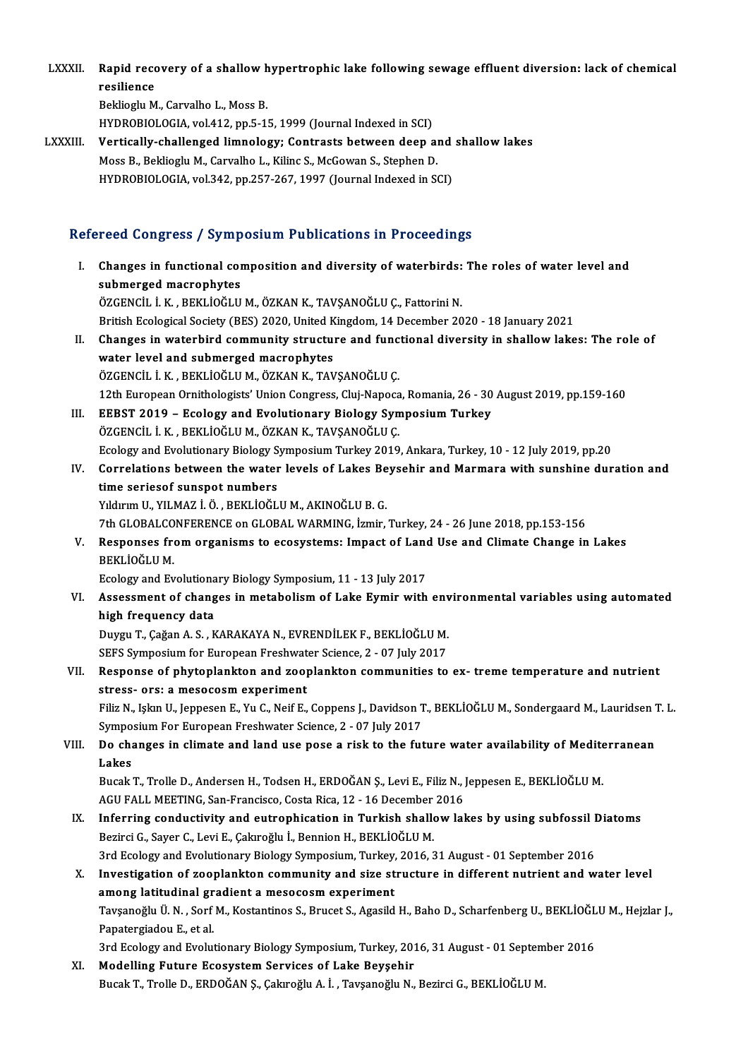LXXXII. **Rapid recovery of a shallow hypertrophic lake following sewage effluent diversion: lack of chemical resilience**
Beklioglu M., Carvalho L., Moss B.
HYDROBIOLOGIA, vol.412, pp.5-15, 1999 (Journal Indexed in SCI)

LXXXIII. **Vertically-challenged limnology; Contrasts between deep and shallow lakes**
Moss B., Beklioglu M., Carvalho L., Kilinc S., McGowan S., Stephen D.
HYDROBIOLOGIA, vol.342, pp.257-267, 1997 (Journal Indexed in SCI)

## Refereed Congress / Symposium Publications in Proceedings

I. **Changes in functional composition and diversity of waterbirds: The roles of water level and submerged macrophytes**
ÖZGENCİL İ. K. , BEKLİOĞLU M., ÖZKAN K., TAVŞANOĞLU Ç., Fattorini N.
British Ecological Society (BES) 2020, United Kingdom, 14 December 2020 - 18 January 2021

II. **Changes in waterbird community structure and functional diversity in shallow lakes: The role of water level and submerged macrophytes**
ÖZGENCİL İ. K. , BEKLİOĞLU M., ÖZKAN K., TAVŞANOĞLU Ç.
12th European Ornithologists' Union Congress, Cluj-Napoca, Romania, 26 - 30 August 2019, pp.159-160

III. **EEBST 2019 – Ecology and Evolutionary Biology Symposium Turkey**
ÖZGENCİL İ. K. , BEKLİOĞLU M., ÖZKAN K., TAVŞANOĞLU Ç.
Ecology and Evolutionary Biology Symposium Turkey 2019, Ankara, Turkey, 10 - 12 July 2019, pp.20

IV. **Correlations between the water levels of Lakes Beysehir and Marmara with sunshine duration and time seriesof sunspot numbers**
Yıldırım U., YILMAZ İ. Ö. , BEKLİOĞLU M., AKINOĞLU B. G.
7th GLOBALCONFERENCE on GLOBAL WARMING, İzmir, Turkey, 24 - 26 June 2018, pp.153-156

V. **Responses from organisms to ecosystems: Impact of Land Use and Climate Change in Lakes**
BEKLİOĞLU M.
Ecology and Evolutionary Biology Symposium, 11 - 13 July 2017

VI. **Assessment of changes in metabolism of Lake Eymir with environmental variables using automated high frequency data**
Duygu T., Çağan A. S. , KARAKAYA N., EVRENDİLEK F., BEKLİOĞLU M.
SEFS Symposium for European Freshwater Science, 2 - 07 July 2017

VII. **Response of phytoplankton and zooplankton communities to ex- treme temperature and nutrient stress- ors: a mesocosm experiment**
Filiz N., Işkın U., Jeppesen E., Yu C., Neif E., Coppens J., Davidson T., BEKLİOĞLU M., Sondergaard M., Lauridsen T. L.
Symposium For European Freshwater Science, 2 - 07 July 2017

VIII. **Do changes in climate and land use pose a risk to the future water availability of Mediterranean Lakes**
Bucak T., Trolle D., Andersen H., Todsen H., ERDOĞAN Ş., Levi E., Filiz N., Jeppesen E., BEKLİOĞLU M.
AGU FALL MEETING, San-Francisco, Costa Rica, 12 - 16 December 2016

IX. **Inferring conductivity and eutrophication in Turkish shallow lakes by using subfossil Diatoms**
Bezirci G., Sayer C., Levi E., Çakıroğlu İ., Bennion H., BEKLİOĞLU M.
3rd Ecology and Evolutionary Biology Symposium, Turkey, 2016, 31 August - 01 September 2016

X. **Investigation of zooplankton community and size structure in different nutrient and water level among latitudinal gradient a mesocosm experiment**
Tavşanoğlu Ü. N. , Sorf M., Kostantinos S., Brucet S., Agasild H., Baho D., Scharfenberg U., BEKLİOĞLU M., Hejzlar J., Papatergiadou E., et al.
3rd Ecology and Evolutionary Biology Symposium, Turkey, 2016, 31 August - 01 September 2016

XI. **Modelling Future Ecosystem Services of Lake Beyşehir**
Bucak T., Trolle D., ERDOĞAN Ş., Çakıroğlu A. İ. , Tavşanoğlu N., Bezirci G., BEKLİOĞLU M.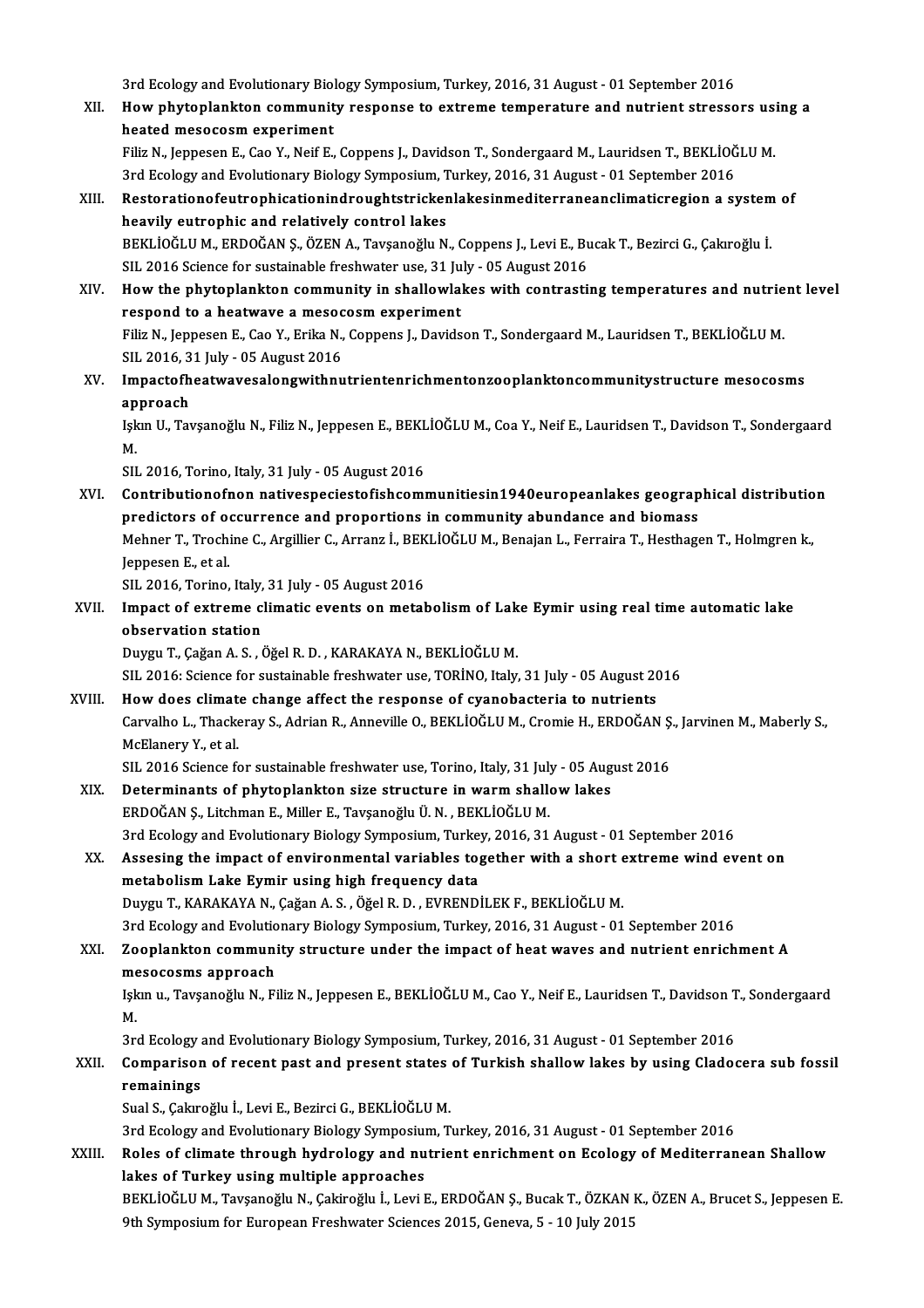3rd Ecology and Evolutionary Biology Symposium, Turkey, 2016, 31 August - 01 September 2016

XII. **How phytoplankton community response to extreme temperature and nutrient stressors using a heated mesocosm experiment**
Filiz N., Jeppesen E., Cao Y., Neif E., Coppens J., Davidson T., Sondergaard M., Lauridsen T., BEKLİOĞLU M.
3rd Ecology and Evolutionary Biology Symposium, Turkey, 2016, 31 August - 01 September 2016

XIII. **Restorationofeutrophicationindroughtstrickenlakesinmediterraneanclimaticregion a system of heavily eutrophic and relatively control lakes**
BEKLİOĞLU M., ERDOĞAN Ş., ÖZEN A., Tavşanoğlu N., Coppens J., Levi E., Bucak T., Bezirci G., Çakıroğlu İ.
SIL 2016 Science for sustainable freshwater use, 31 July - 05 August 2016

XIV. **How the phytoplankton community in shallowlakes with contrasting temperatures and nutrient level respond to a heatwave a mesocosm experiment**
Filiz N., Jeppesen E., Cao Y., Erika N., Coppens J., Davidson T., Sondergaard M., Lauridsen T., BEKLİOĞLU M.
SIL 2016, 31 July - 05 August 2016

XV. **Impactofheatwavesalongwithnutrientenrichmentonzooplanktoncommunitystructure mesocosms approach**
Işkın U., Tavşanoğlu N., Filiz N., Jeppesen E., BEKLİOĞLU M., Coa Y., Neif E., Lauridsen T., Davidson T., Sondergaard M.
SIL 2016, Torino, Italy, 31 July - 05 August 2016

XVI. **Contributionofnon nativespeciestofishcommunitiesin1940europeanlakes geographical distribution predictors of occurrence and proportions in community abundance and biomass**
Mehner T., Trochine C., Argillier C., Arranz İ., BEKLİOĞLU M., Benajan L., Ferraira T., Hesthagen T., Holmgren k., Jeppesen E., et al.
SIL 2016, Torino, Italy, 31 July - 05 August 2016

XVII. **Impact of extreme climatic events on metabolism of Lake Eymir using real time automatic lake observation station**
Duygu T., Çağan A. S. , Öğel R. D. , KARAKAYA N., BEKLİOĞLU M.
SIL 2016: Science for sustainable freshwater use, TORİNO, Italy, 31 July - 05 August 2016

XVIII. **How does climate change affect the response of cyanobacteria to nutrients**
Carvalho L., Thackeray S., Adrian R., Anneville O., BEKLİOĞLU M., Cromie H., ERDOĞAN Ş., Jarvinen M., Maberly S., McElanery Y., et al.
SIL 2016 Science for sustainable freshwater use, Torino, Italy, 31 July - 05 August 2016

XIX. **Determinants of phytoplankton size structure in warm shallow lakes**
ERDOĞAN Ş., Litchman E., Miller E., Tavşanoğlu Ü. N. , BEKLİOĞLU M.
3rd Ecology and Evolutionary Biology Symposium, Turkey, 2016, 31 August - 01 September 2016

XX. **Assesing the impact of environmental variables together with a short extreme wind event on metabolism Lake Eymir using high frequency data**
Duygu T., KARAKAYA N., Çağan A. S. , Öğel R. D. , EVRENDİLEK F., BEKLİOĞLU M.
3rd Ecology and Evolutionary Biology Symposium, Turkey, 2016, 31 August - 01 September 2016

XXI. **Zooplankton community structure under the impact of heat waves and nutrient enrichment A mesocosms approach**
Işkın u., Tavşanoğlu N., Filiz N., Jeppesen E., BEKLİOĞLU M., Cao Y., Neif E., Lauridsen T., Davidson T., Sondergaard M.
3rd Ecology and Evolutionary Biology Symposium, Turkey, 2016, 31 August - 01 September 2016

XXII. **Comparison of recent past and present states of Turkish shallow lakes by using Cladocera sub fossil remainings**
Sual S., Çakıroğlu İ., Levi E., Bezirci G., BEKLİOĞLU M.
3rd Ecology and Evolutionary Biology Symposium, Turkey, 2016, 31 August - 01 September 2016

XXIII. **Roles of climate through hydrology and nutrient enrichment on Ecology of Mediterranean Shallow lakes of Turkey using multiple approaches**
BEKLİOĞLU M., Tavşanoğlu N., Çakiroğlu İ., Levi E., ERDOĞAN Ş., Bucak T., ÖZKAN K., ÖZEN A., Brucet S., Jeppesen E.
9th Symposium for European Freshwater Sciences 2015, Geneva, 5 - 10 July 2015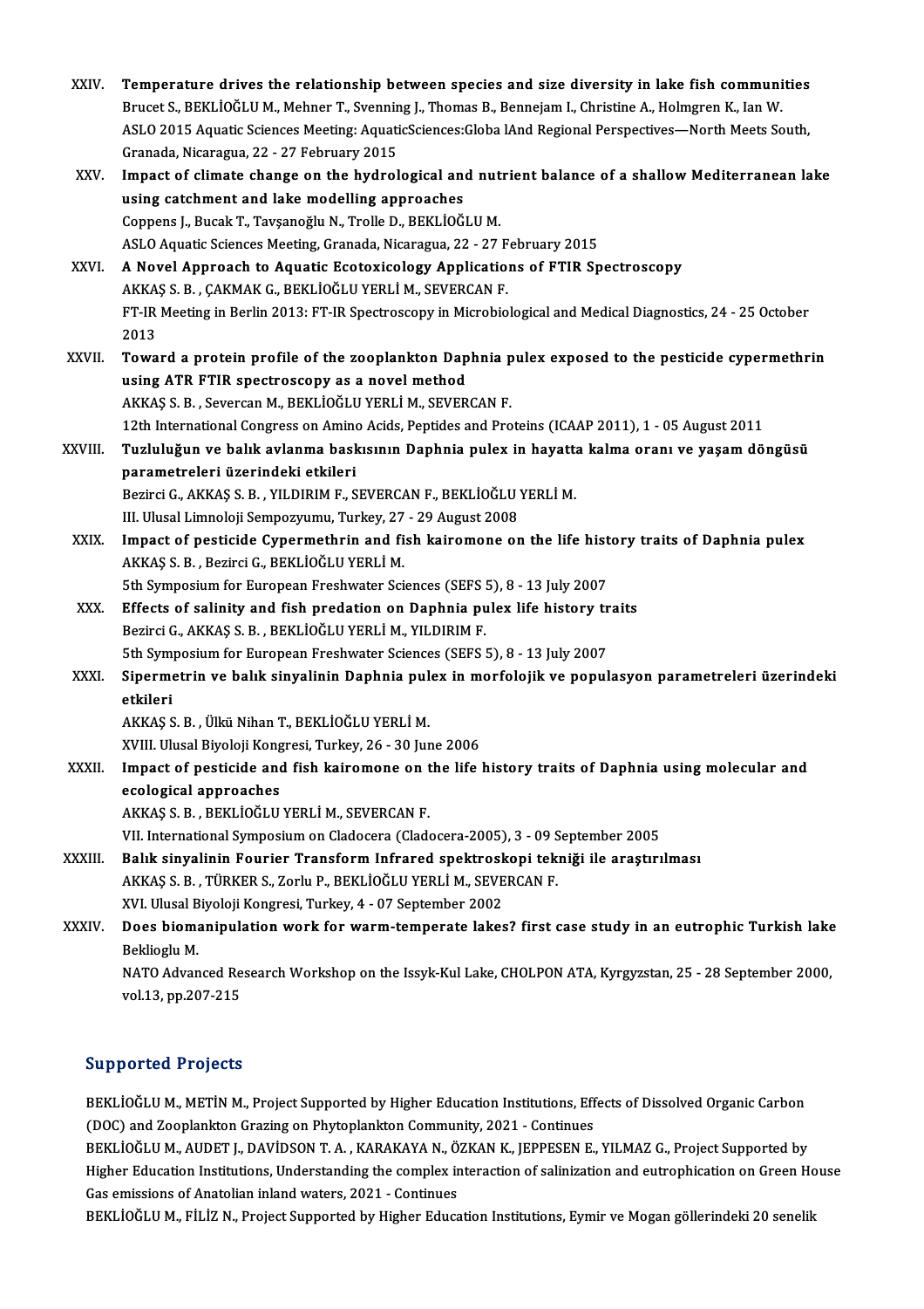XXIV. **Temperature drives the relationship between species and size diversity in lake fish communities**
Brucet S., BEKLİOĞLU M., Mehner T., Svenning J., Thomas B., Bennejam I., Christine A., Holmgren K., Ian W.
ASLO 2015 Aquatic Sciences Meeting: AquaticSciences:Globa lAnd Regional Perspectives—North Meets South, Granada, Nicaragua, 22 - 27 February 2015

XXV. **Impact of climate change on the hydrological and nutrient balance of a shallow Mediterranean lake using catchment and lake modelling approaches**
Coppens J., Bucak T., Tavşanoğlu N., Trolle D., BEKLİOĞLU M.
ASLO Aquatic Sciences Meeting, Granada, Nicaragua, 22 - 27 February 2015

XXVI. **A Novel Approach to Aquatic Ecotoxicology Applications of FTIR Spectroscopy**
AKKAŞ S. B. , ÇAKMAK G., BEKLİOĞLU YERLİ M., SEVERCAN F.
FT-IR Meeting in Berlin 2013: FT-IR Spectroscopy in Microbiological and Medical Diagnostics, 24 - 25 October 2013

XXVII. **Toward a protein profile of the zooplankton Daphnia pulex exposed to the pesticide cypermethrin using ATR FTIR spectroscopy as a novel method**
AKKAŞ S. B. , Severcan M., BEKLİOĞLU YERLİ M., SEVERCAN F.
12th International Congress on Amino Acids, Peptides and Proteins (ICAAP 2011), 1 - 05 August 2011

XXVIII. **Tuzluluğun ve balık avlanma baskısının Daphnia pulex in hayatta kalma oranı ve yaşam döngüsü parametreleri üzerindeki etkileri**
Bezirci G., AKKAŞ S. B. , YILDIRIM F., SEVERCAN F., BEKLİOĞLU YERLİ M.
III. Ulusal Limnoloji Sempozyumu, Turkey, 27 - 29 August 2008

XXIX. **Impact of pesticide Cypermethrin and fish kairomone on the life history traits of Daphnia pulex**
AKKAŞ S. B. , Bezirci G., BEKLİOĞLU YERLİ M.
5th Symposium for European Freshwater Sciences (SEFS 5), 8 - 13 July 2007

XXX. **Effects of salinity and fish predation on Daphnia pulex life history traits**
Bezirci G., AKKAŞ S. B. , BEKLİOĞLU YERLİ M., YILDIRIM F.
5th Symposium for European Freshwater Sciences (SEFS 5), 8 - 13 July 2007

XXXI. **Sipermetrin ve balık sinyalinin Daphnia pulex in morfolojik ve populasyon parametreleri üzerindeki etkileri**
AKKAŞ S. B. , Ülkü Nihan T., BEKLİOĞLU YERLİ M.
XVIII. Ulusal Biyoloji Kongresi, Turkey, 26 - 30 June 2006

XXXII. **Impact of pesticide and fish kairomone on the life history traits of Daphnia using molecular and ecological approaches**
AKKAŞ S. B. , BEKLİOĞLU YERLİ M., SEVERCAN F.
VII. International Symposium on Cladocera (Cladocera-2005), 3 - 09 September 2005

XXXIII. **Balık sinyalinin Fourier Transform Infrared spektroskopi tekniği ile araştırılması**
AKKAŞ S. B. , TÜRKER S., Zorlu P., BEKLİOĞLU YERLİ M., SEVERCAN F.
XVI. Ulusal Biyoloji Kongresi, Turkey, 4 - 07 September 2002

XXXIV. **Does biomanipulation work for warm-temperate lakes? first case study in an eutrophic Turkish lake**
Beklioglu M.
NATO Advanced Research Workshop on the Issyk-Kul Lake, CHOLPON ATA, Kyrgyzstan, 25 - 28 September 2000, vol.13, pp.207-215

## Supported Projects

BEKLİOĞLU M., METİN M., Project Supported by Higher Education Institutions, Effects of Dissolved Organic Carbon (DOC) and Zooplankton Grazing on Phytoplankton Community, 2021 - Continues

BEKLİOĞLU M., AUDET J., DAVİDSON T. A. , KARAKAYA N., ÖZKAN K., JEPPESEN E., YILMAZ G., Project Supported by Higher Education Institutions, Understanding the complex interaction of salinization and eutrophication on Green House Gas emissions of Anatolian inland waters, 2021 - Continues

BEKLİOĞLU M., FİLİZ N., Project Supported by Higher Education Institutions, Eymir ve Mogan göllerindeki 20 senelik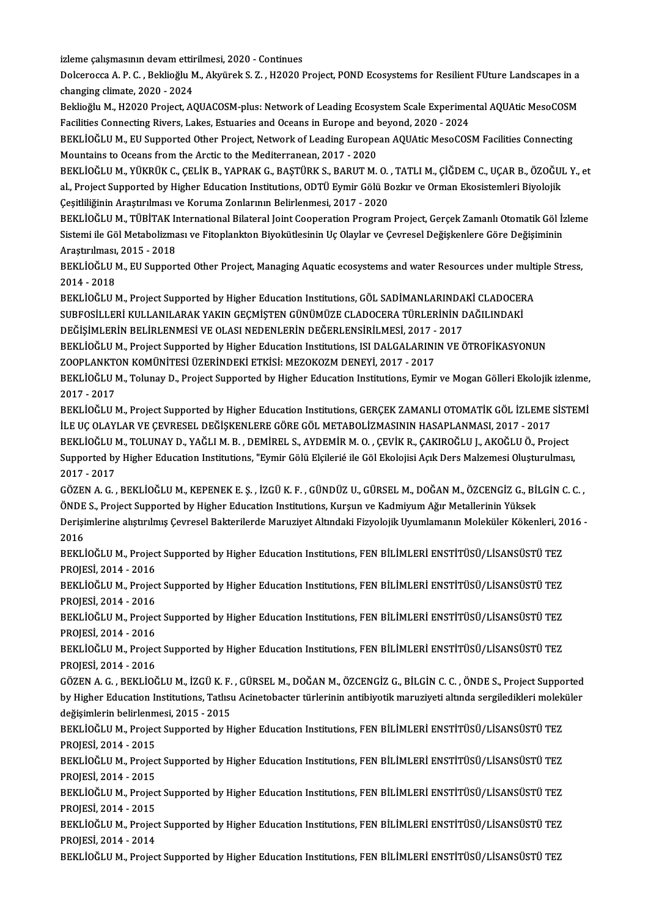izleme çalışmasının devam ettirilmesi, 2020 - Continues

Dolcerocca A. P. C. , Beklioğlu M., Akyürek S. Z. , H2020 Project, POND Ecosystems for Resilient FUture Landscapes in a changing climate, 2020 - 2024

Beklioğlu M., H2020 Project, AQUACOSM-plus: Network of Leading Ecosystem Scale Experimental AQUAtic MesoCOSM Facilities Connecting Rivers, Lakes, Estuaries and Oceans in Europe and beyond, 2020 - 2024

BEKLİOĞLU M., EU Supported Other Project, Network of Leading European AQUAtic MesoCOSM Facilities Connecting Mountains to Oceans from the Arctic to the Mediterranean, 2017 - 2020

BEKLİOĞLU M., YÜKRÜK C., ÇELİK B., YAPRAK G., BAŞTÜRK S., BARUT M. O. , TATLI M., ÇİĞDEM C., UÇAR B., ÖZOĞUL Y., et al., Project Supported by Higher Education Institutions, ODTÜ Eymir Gölü Bozkır ve Orman Ekosistemleri Biyolojik Çeşitliliğinin Araştırılması ve Koruma Zonlarının Belirlenmesi, 2017 - 2020

BEKLİOĞLU M., TÜBİTAK International Bilateral Joint Cooperation Program Project, Gerçek Zamanlı Otomatik Göl İzleme Sistemi ile Göl Metabolizması ve Fitoplankton Biyokütlesinin Uç Olaylar ve Çevresel Değişkenlere Göre Değişiminin Araştırılması, 2015 - 2018

BEKLİOĞLU M., EU Supported Other Project, Managing Aquatic ecosystems and water Resources under multiple Stress, 2014 - 2018

BEKLİOĞLU M., Project Supported by Higher Education Institutions, GÖL SADİMANLARINDAKİ CLADOCERA SUBFOSİLLERİ KULLANILARAK YAKIN GEÇMİŞTEN GÜNÜMÜZE CLADOCERA TÜRLERİNİN DAĞILINDAKİ DEĞİŞİMLERİN BELİRLENMESİ VE OLASI NEDENLERİN DEĞERLENSİRİLMESİ, 2017 - 2017

BEKLİOĞLU M., Project Supported by Higher Education Institutions, ISI DALGALARININ VE ÖTROFİKASYONUN ZOOPLANKTON KOMÜNİTESİ ÜZERİNDEKİ ETKİSİ: MEZOKOZM DENEYİ, 2017 - 2017

BEKLİOĞLU M., Tolunay D., Project Supported by Higher Education Institutions, Eymir ve Mogan Gölleri Ekolojik izlenme, 2017 - 2017

BEKLİOĞLU M., Project Supported by Higher Education Institutions, GERÇEK ZAMANLI OTOMATİK GÖL İZLEME SİSTEMİ İLE UÇ OLAYLAR VE ÇEVRESEL DEĞİŞKENLERE GÖRE GÖL METABOLİZMASININ HASAPLANMASI, 2017 - 2017

BEKLİOĞLU M., TOLUNAY D., YAĞLI M. B. , DEMİREL S., AYDEMİR M. O. , ÇEVİK R., ÇAKIROĞLU J., AKOĞLU Ö., Project Supported by Higher Education Institutions, "Eymir Gölü Elçilerié ile Göl Ekolojisi Açık Ders Malzemesi Oluşturulması, 2017 - 2017

GÖZEN A. G. , BEKLİOĞLU M., KEPENEK E. Ş. , İZGÜ K. F. , GÜNDÜZ U., GÜRSEL M., DOĞAN M., ÖZCENGİZ G., BİLGİN C. C. , ÖNDE S., Project Supported by Higher Education Institutions, Kurşun ve Kadmiyum Ağır Metallerinin Yüksek Derişimlerine alıştırılmış Çevresel Bakterilerde Maruziyet Altındaki Fizyolojik Uyumlamanın Moleküler Kökenleri, 2016 - 2016

BEKLİOĞLU M., Project Supported by Higher Education Institutions, FEN BİLİMLERİ ENSTİTÜSÜ/LİSANSÜSTÜ TEZ PROJESİ, 2014 - 2016

BEKLİOĞLU M., Project Supported by Higher Education Institutions, FEN BİLİMLERİ ENSTİTÜSÜ/LİSANSÜSTÜ TEZ PROJESİ, 2014 - 2016

BEKLİOĞLU M., Project Supported by Higher Education Institutions, FEN BİLİMLERİ ENSTİTÜSÜ/LİSANSÜSTÜ TEZ PROJESİ, 2014 - 2016

BEKLİOĞLU M., Project Supported by Higher Education Institutions, FEN BİLİMLERİ ENSTİTÜSÜ/LİSANSÜSTÜ TEZ PROJESİ, 2014 - 2016

GÖZEN A. G. , BEKLİOĞLU M., İZGÜ K. F. , GÜRSEL M., DOĞAN M., ÖZCENGİZ G., BİLGİN C. C. , ÖNDE S., Project Supported by Higher Education Institutions, Tatlısu Acinetobacter türlerinin antibiyotik maruziyeti altında sergiledikleri moleküler değişimlerin belirlenmesi, 2015 - 2015

BEKLİOĞLU M., Project Supported by Higher Education Institutions, FEN BİLİMLERİ ENSTİTÜSÜ/LİSANSÜSTÜ TEZ PROJESİ, 2014 - 2015

BEKLİOĞLU M., Project Supported by Higher Education Institutions, FEN BİLİMLERİ ENSTİTÜSÜ/LİSANSÜSTÜ TEZ PROJESİ, 2014 - 2015

BEKLİOĞLU M., Project Supported by Higher Education Institutions, FEN BİLİMLERİ ENSTİTÜSÜ/LİSANSÜSTÜ TEZ PROJESİ, 2014 - 2015

BEKLİOĞLU M., Project Supported by Higher Education Institutions, FEN BİLİMLERİ ENSTİTÜSÜ/LİSANSÜSTÜ TEZ PROJESİ, 2014 - 2014

BEKLİOĞLU M., Project Supported by Higher Education Institutions, FEN BİLİMLERİ ENSTİTÜSÜ/LİSANSÜSTÜ TEZ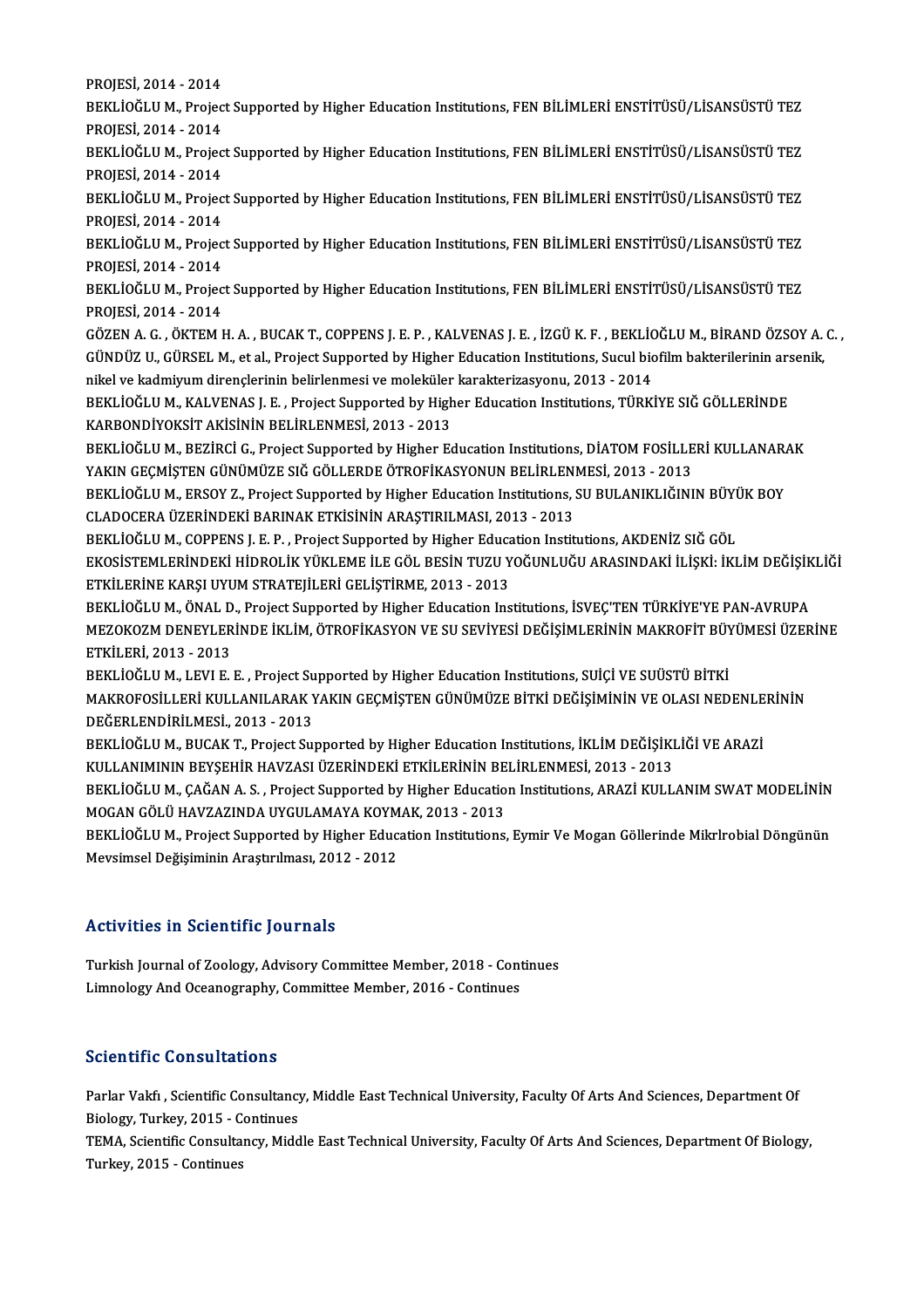PROJESİ, 2014 - 2014

BEKLİOĞLU M., Project Supported by Higher Education Institutions, FEN BİLİMLERİ ENSTİTÜSÜ/LİSANSÜSTÜ TEZ PROJESİ, 2014 - 2014

BEKLİOĞLU M., Project Supported by Higher Education Institutions, FEN BİLİMLERİ ENSTİTÜSÜ/LİSANSÜSTÜ TEZ PROJESİ, 2014 - 2014

BEKLİOĞLU M., Project Supported by Higher Education Institutions, FEN BİLİMLERİ ENSTİTÜSÜ/LİSANSÜSTÜ TEZ PROJESİ, 2014 - 2014

BEKLİOĞLU M., Project Supported by Higher Education Institutions, FEN BİLİMLERİ ENSTİTÜSÜ/LİSANSÜSTÜ TEZ PROJESİ, 2014 - 2014

BEKLİOĞLU M., Project Supported by Higher Education Institutions, FEN BİLİMLERİ ENSTİTÜSÜ/LİSANSÜSTÜ TEZ PROJESİ, 2014 - 2014

GÖZEN A. G. , ÖKTEM H. A. , BUCAK T., COPPENS J. E. P. , KALVENAS J. E. , İZGÜ K. F. , BEKLİOĞLU M., BİRAND ÖZSOY A. C. , GÜNDÜZ U., GÜRSEL M., et al., Project Supported by Higher Education Institutions, Sucul biofilm bakterilerinin arsenik, nikel ve kadmiyum dirençlerinin belirlenmesi ve moleküler karakterizasyonu, 2013 - 2014

BEKLİOĞLU M., KALVENAS J. E. , Project Supported by Higher Education Institutions, TÜRKİYE SIĞ GÖLLERİNDE KARBONDİYOKSİT AKİSİNİN BELİRLENMESİ, 2013 - 2013

BEKLİOĞLU M., BEZİRCİ G., Project Supported by Higher Education Institutions, DİATOM FOSİLLERİ KULLANARAK YAKIN GEÇMİŞTEN GÜNÜMÜZE SIĞ GÖLLERDE ÖTROFİKASYONUN BELİRLENMESİ, 2013 - 2013

BEKLİOĞLU M., ERSOY Z., Project Supported by Higher Education Institutions, SU BULANIKLIĞININ BÜYÜK BOY CLADOCERA ÜZERİNDEKİ BARINAK ETKİSİNİN ARAŞTIRILMASI, 2013 - 2013

BEKLİOĞLU M., COPPENS J. E. P. , Project Supported by Higher Education Institutions, AKDENİZ SIĞ GÖL EKOSİSTEMLERİNDEKİ HİDROLİK YÜKLEME İLE GÖL BESİN TUZU YOĞUNLUĞU ARASINDAKİ İLİŞKİ: İKLİM DEĞİŞİKLİĞİ ETKİLERİNE KARŞI UYUM STRATEJİLERİ GELİŞTİRME, 2013 - 2013

BEKLİOĞLU M., ÖNAL D., Project Supported by Higher Education Institutions, İSVEÇ'TEN TÜRKİYE'YE PAN-AVRUPA MEZOKOZM DENEYLERİNDE İKLİM, ÖTROFİKASYON VE SU SEVİYESİ DEĞİŞİMLERİNİN MAKROFİT BÜYÜMESİ ÜZERİNE ETKİLERİ, 2013 - 2013

BEKLİOĞLU M., LEVI E. E. , Project Supported by Higher Education Institutions, SUİÇİ VE SUÜSTÜ BİTKİ MAKROFOSİLLERİ KULLANILARAK YAKIN GEÇMİŞTEN GÜNÜMÜZE BİTKİ DEĞİŞİMİNİN VE OLASI NEDENLERİNİN DEĞERLENDİRİLMESİ., 2013 - 2013

BEKLİOĞLU M., BUCAK T., Project Supported by Higher Education Institutions, İKLİM DEĞİŞİKLİĞİ VE ARAZİ KULLANIMININ BEYŞEHİR HAVZASI ÜZERİNDEKİ ETKİLERİNİN BELİRLENMESİ, 2013 - 2013

BEKLİOĞLU M., ÇAĞAN A. S. , Project Supported by Higher Education Institutions, ARAZİ KULLANIM SWAT MODELİNİN MOGAN GÖLÜ HAVZAZINDA UYGULAMAYA KOYMAK, 2013 - 2013

BEKLİOĞLU M., Project Supported by Higher Education Institutions, Eymir Ve Mogan Göllerinde Mikrlrobial Döngünün Mevsimsel Değişiminin Araştırılması, 2012 - 2012

## Activities in Scientific Journals

Turkish Journal of Zoology, Advisory Committee Member, 2018 - Continues

Limnology And Oceanography, Committee Member, 2016 - Continues

## Scientific Consultations

Parlar Vakfı , Scientific Consultancy, Middle East Technical University, Faculty Of Arts And Sciences, Department Of Biology, Turkey, 2015 - Continues

TEMA, Scientific Consultancy, Middle East Technical University, Faculty Of Arts And Sciences, Department Of Biology, Turkey, 2015 - Continues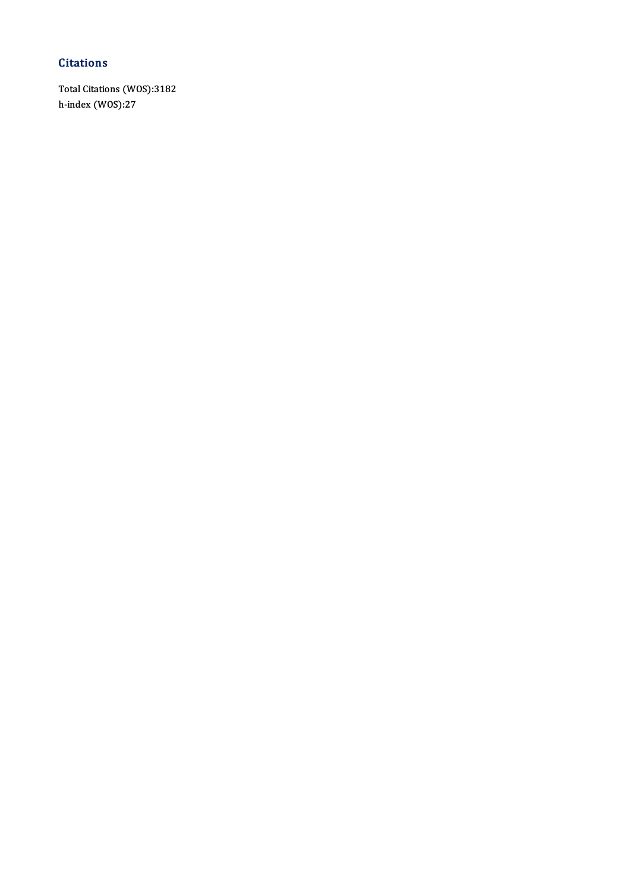## Citations

Total Citations (WOS):3182
h-index (WOS):27